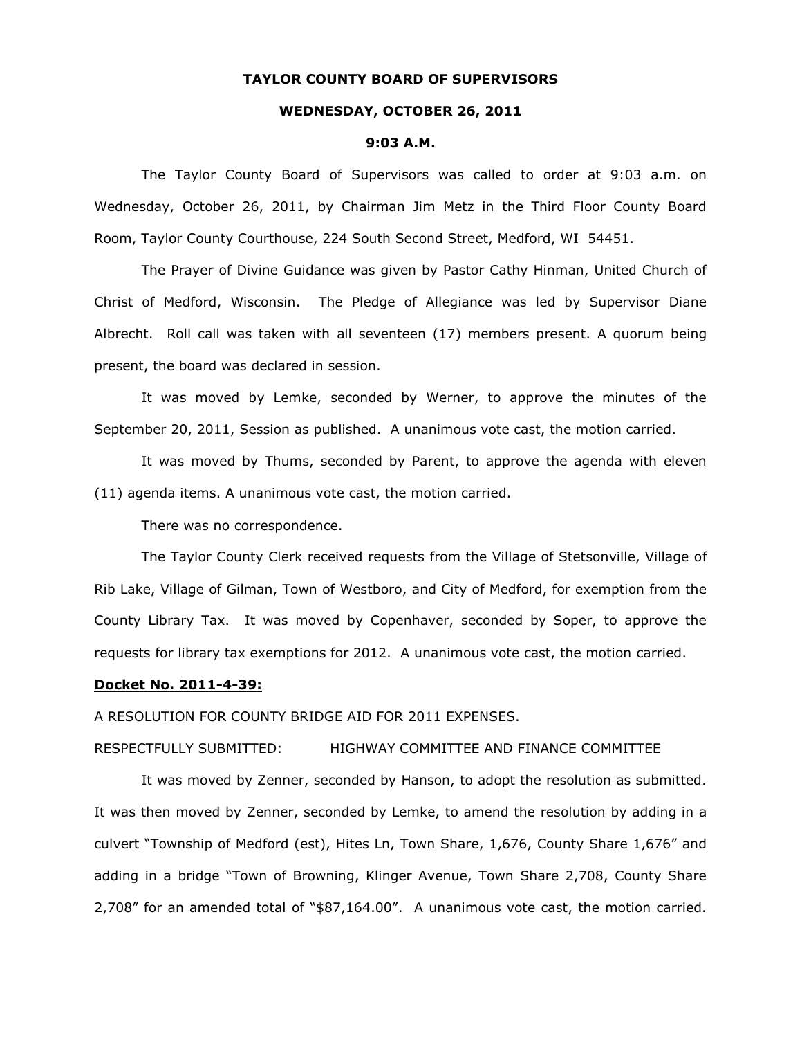**TAYLOR COUNTY BOARD OF SUPERVISORS**

**WEDNESDAY, OCTOBER 26, 2011**

**9:03 A.M.**

The Taylor County Board of Supervisors was called to order at 9:03 a.m. on Wednesday, October 26, 2011, by Chairman Jim Metz in the Third Floor County Board Room, Taylor County Courthouse, 224 South Second Street, Medford, WI 54451.

The Prayer of Divine Guidance was given by Pastor Cathy Hinman, United Church of Christ of Medford, Wisconsin. The Pledge of Allegiance was led by Supervisor Diane Albrecht. Roll call was taken with all seventeen (17) members present. A quorum being present, the board was declared in session.

It was moved by Lemke, seconded by Werner, to approve the minutes of the September 20, 2011, Session as published. A unanimous vote cast, the motion carried.

It was moved by Thums, seconded by Parent, to approve the agenda with eleven (11) agenda items. A unanimous vote cast, the motion carried.

There was no correspondence.

The Taylor County Clerk received requests from the Village of Stetsonville, Village of Rib Lake, Village of Gilman, Town of Westboro, and City of Medford, for exemption from the County Library Tax. It was moved by Copenhaver, seconded by Soper, to approve the requests for library tax exemptions for 2012. A unanimous vote cast, the motion carried.

**Docket No. 2011-4-39:**

A RESOLUTION FOR COUNTY BRIDGE AID FOR 2011 EXPENSES.

RESPECTFULLY SUBMITTED: HIGHWAY COMMITTEE AND FINANCE COMMITTEE

It was moved by Zenner, seconded by Hanson, to adopt the resolution as submitted. It was then moved by Zenner, seconded by Lemke, to amend the resolution by adding in a culvert "Township of Medford (est), Hites Ln, Town Share, 1,676, County Share 1,676" and adding in a bridge "Town of Browning, Klinger Avenue, Town Share 2,708, County Share 2,708" for an amended total of "$87,164.00". A unanimous vote cast, the motion carried.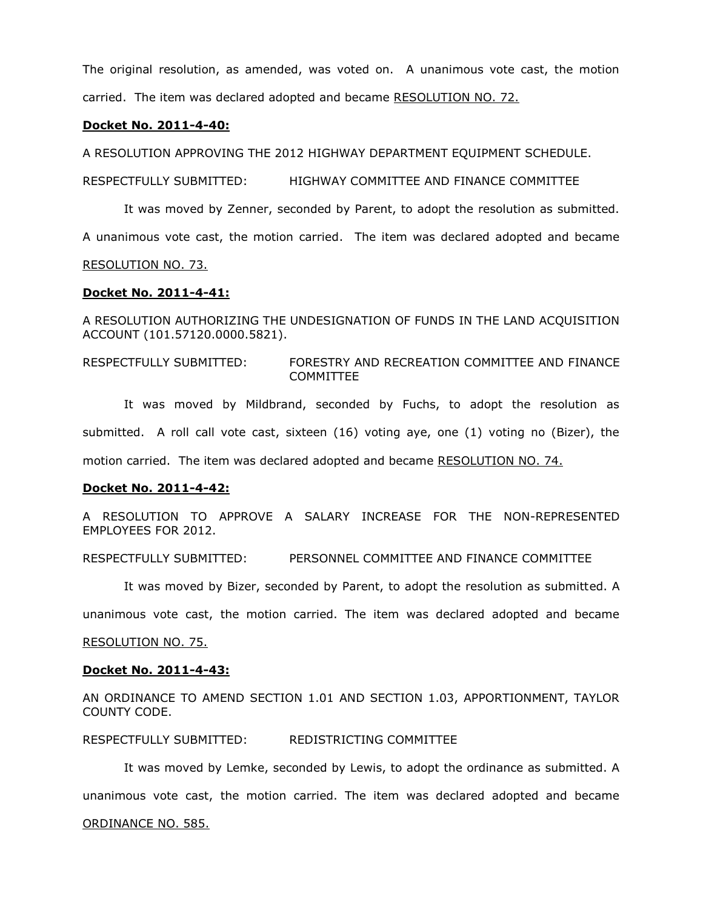The original resolution, as amended, was voted on. A unanimous vote cast, the motion carried. The item was declared adopted and became <u>RESOLUTION NO. 72.</u>

**<u>Docket No. 2011-4-40:</u>**

A RESOLUTION APPROVING THE 2012 HIGHWAY DEPARTMENT EQUIPMENT SCHEDULE.

RESPECTFULLY SUBMITTED: HIGHWAY COMMITTEE AND FINANCE COMMITTEE

It was moved by Zenner, seconded by Parent, to adopt the resolution as submitted. A unanimous vote cast, the motion carried. The item was declared adopted and became <u>RESOLUTION NO. 73.</u>

**<u>Docket No. 2011-4-41:</u>**

A RESOLUTION AUTHORIZING THE UNDESIGNATION OF FUNDS IN THE LAND ACQUISITION ACCOUNT (101.57120.0000.5821).

RESPECTFULLY SUBMITTED: FORESTRY AND RECREATION COMMITTEE AND FINANCE COMMITTEE

It was moved by Mildbrand, seconded by Fuchs, to adopt the resolution as submitted. A roll call vote cast, sixteen (16) voting aye, one (1) voting no (Bizer), the motion carried. The item was declared adopted and became <u>RESOLUTION NO. 74.</u>

**<u>Docket No. 2011-4-42:</u>**

A RESOLUTION TO APPROVE A SALARY INCREASE FOR THE NON-REPRESENTED EMPLOYEES FOR 2012.

RESPECTFULLY SUBMITTED: PERSONNEL COMMITTEE AND FINANCE COMMITTEE

It was moved by Bizer, seconded by Parent, to adopt the resolution as submitted. A unanimous vote cast, the motion carried. The item was declared adopted and became <u>RESOLUTION NO. 75.</u>

**<u>Docket No. 2011-4-43:</u>**

AN ORDINANCE TO AMEND SECTION 1.01 AND SECTION 1.03, APPORTIONMENT, TAYLOR COUNTY CODE.

RESPECTFULLY SUBMITTED: REDISTRICTING COMMITTEE

It was moved by Lemke, seconded by Lewis, to adopt the ordinance as submitted. A unanimous vote cast, the motion carried. The item was declared adopted and became <u>ORDINANCE NO. 585.</u>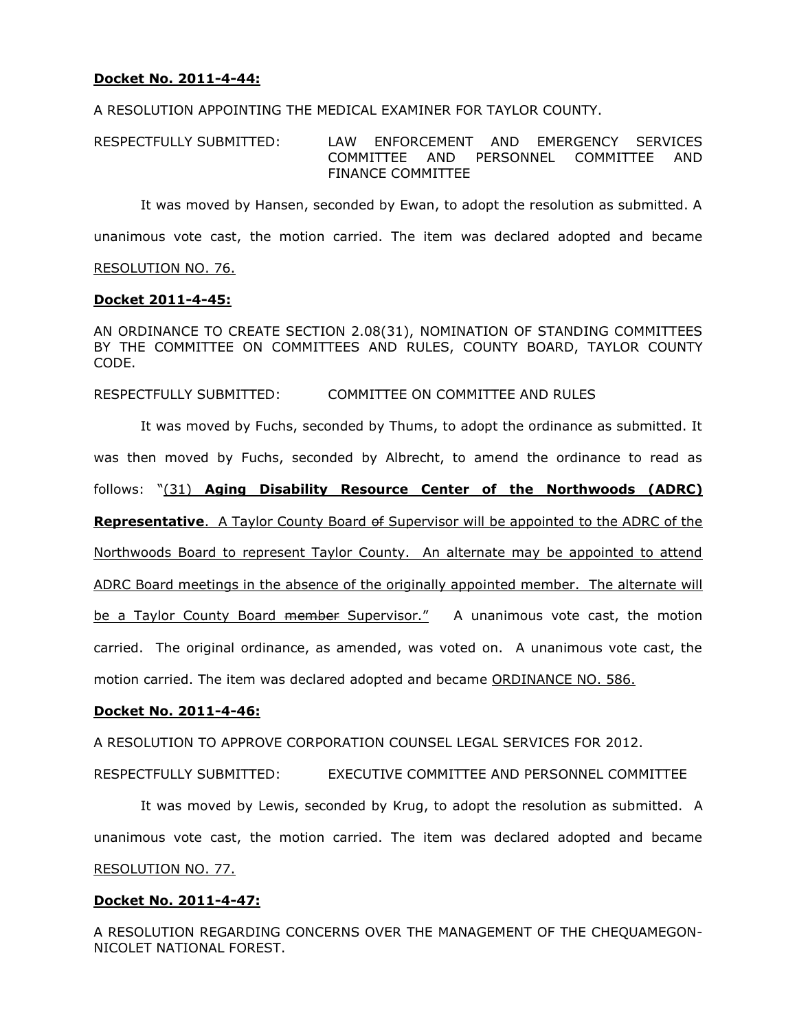**Docket No. 2011-4-44:**

A RESOLUTION APPOINTING THE MEDICAL EXAMINER FOR TAYLOR COUNTY.

RESPECTFULLY SUBMITTED: LAW ENFORCEMENT AND EMERGENCY SERVICES COMMITTEE AND PERSONNEL COMMITTEE AND FINANCE COMMITTEE

It was moved by Hansen, seconded by Ewan, to adopt the resolution as submitted. A unanimous vote cast, the motion carried. The item was declared adopted and became RESOLUTION NO. 76.

**Docket 2011-4-45:**

AN ORDINANCE TO CREATE SECTION 2.08(31), NOMINATION OF STANDING COMMITTEES BY THE COMMITTEE ON COMMITTEES AND RULES, COUNTY BOARD, TAYLOR COUNTY CODE.

RESPECTFULLY SUBMITTED: COMMITTEE ON COMMITTEE AND RULES

It was moved by Fuchs, seconded by Thums, to adopt the ordinance as submitted. It was then moved by Fuchs, seconded by Albrecht, to amend the ordinance to read as follows: "(31) **Aging Disability Resource Center of the Northwoods (ADRC) Representative**. A Taylor County Board ~~of~~ Supervisor will be appointed to the ADRC of the Northwoods Board to represent Taylor County. An alternate may be appointed to attend ADRC Board meetings in the absence of the originally appointed member. The alternate will be a Taylor County Board ~~member~~ Supervisor." A unanimous vote cast, the motion carried. The original ordinance, as amended, was voted on. A unanimous vote cast, the motion carried. The item was declared adopted and became ORDINANCE NO. 586.

**Docket No. 2011-4-46:**

A RESOLUTION TO APPROVE CORPORATION COUNSEL LEGAL SERVICES FOR 2012.

RESPECTFULLY SUBMITTED: EXECUTIVE COMMITTEE AND PERSONNEL COMMITTEE

It was moved by Lewis, seconded by Krug, to adopt the resolution as submitted. A unanimous vote cast, the motion carried. The item was declared adopted and became RESOLUTION NO. 77.

**Docket No. 2011-4-47:**

A RESOLUTION REGARDING CONCERNS OVER THE MANAGEMENT OF THE CHEQUAMEGON-NICOLET NATIONAL FOREST.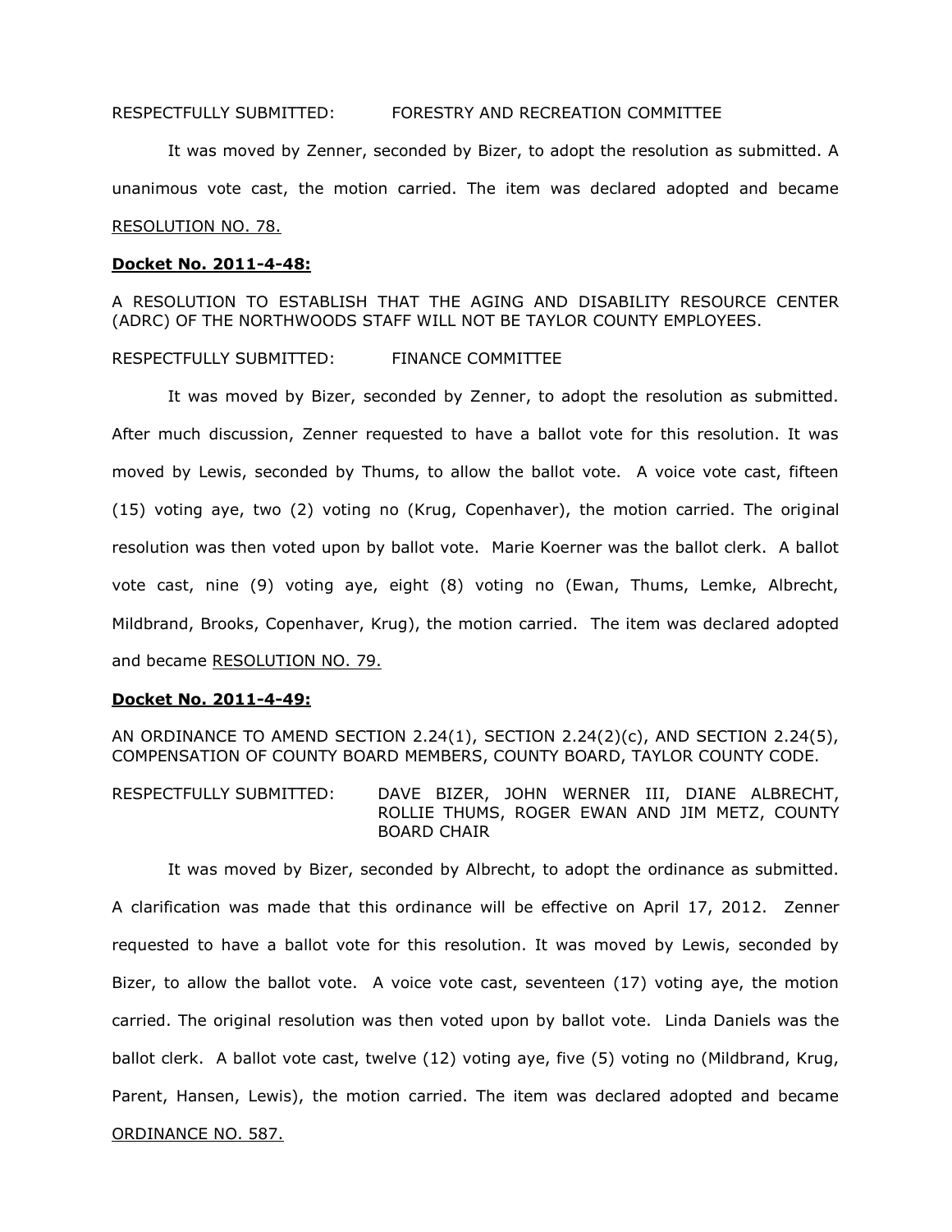RESPECTFULLY SUBMITTED: FORESTRY AND RECREATION COMMITTEE

It was moved by Zenner, seconded by Bizer, to adopt the resolution as submitted. A unanimous vote cast, the motion carried. The item was declared adopted and became RESOLUTION NO. 78.

**Docket No. 2011-4-48:**

A RESOLUTION TO ESTABLISH THAT THE AGING AND DISABILITY RESOURCE CENTER (ADRC) OF THE NORTHWOODS STAFF WILL NOT BE TAYLOR COUNTY EMPLOYEES.

RESPECTFULLY SUBMITTED: FINANCE COMMITTEE

It was moved by Bizer, seconded by Zenner, to adopt the resolution as submitted. After much discussion, Zenner requested to have a ballot vote for this resolution. It was moved by Lewis, seconded by Thums, to allow the ballot vote. A voice vote cast, fifteen (15) voting aye, two (2) voting no (Krug, Copenhaver), the motion carried. The original resolution was then voted upon by ballot vote. Marie Koerner was the ballot clerk. A ballot vote cast, nine (9) voting aye, eight (8) voting no (Ewan, Thums, Lemke, Albrecht, Mildbrand, Brooks, Copenhaver, Krug), the motion carried. The item was declared adopted and became RESOLUTION NO. 79.

**Docket No. 2011-4-49:**

AN ORDINANCE TO AMEND SECTION 2.24(1), SECTION 2.24(2)(c), AND SECTION 2.24(5), COMPENSATION OF COUNTY BOARD MEMBERS, COUNTY BOARD, TAYLOR COUNTY CODE.

RESPECTFULLY SUBMITTED: DAVE BIZER, JOHN WERNER III, DIANE ALBRECHT, ROLLIE THUMS, ROGER EWAN AND JIM METZ, COUNTY BOARD CHAIR

It was moved by Bizer, seconded by Albrecht, to adopt the ordinance as submitted. A clarification was made that this ordinance will be effective on April 17, 2012. Zenner requested to have a ballot vote for this resolution. It was moved by Lewis, seconded by Bizer, to allow the ballot vote. A voice vote cast, seventeen (17) voting aye, the motion carried. The original resolution was then voted upon by ballot vote. Linda Daniels was the ballot clerk. A ballot vote cast, twelve (12) voting aye, five (5) voting no (Mildbrand, Krug, Parent, Hansen, Lewis), the motion carried. The item was declared adopted and became ORDINANCE NO. 587.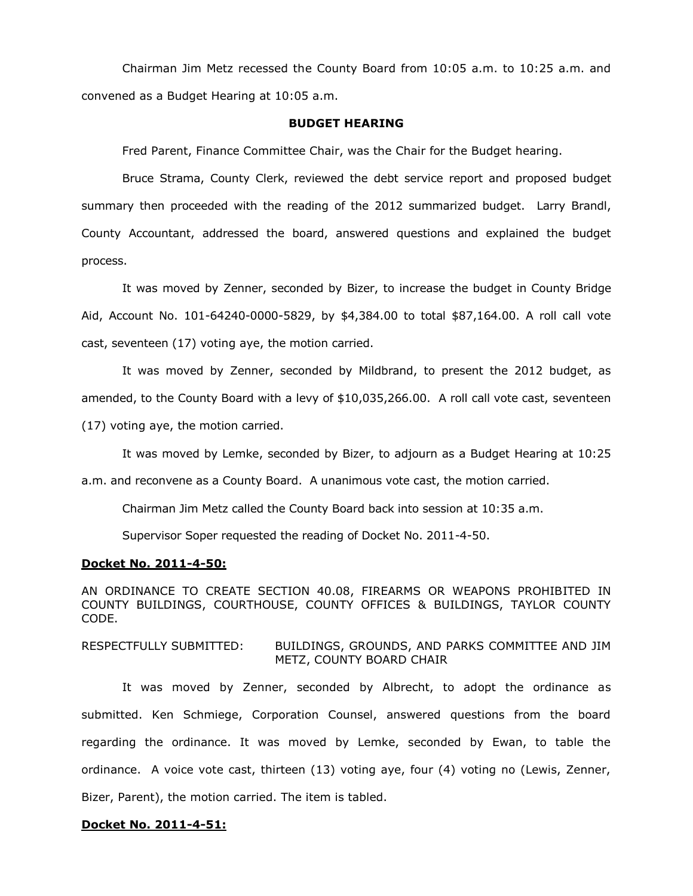Chairman Jim Metz recessed the County Board from 10:05 a.m. to 10:25 a.m. and convened as a Budget Hearing at 10:05 a.m.

**BUDGET HEARING**

Fred Parent, Finance Committee Chair, was the Chair for the Budget hearing.

Bruce Strama, County Clerk, reviewed the debt service report and proposed budget summary then proceeded with the reading of the 2012 summarized budget. Larry Brandl, County Accountant, addressed the board, answered questions and explained the budget process.

It was moved by Zenner, seconded by Bizer, to increase the budget in County Bridge Aid, Account No. 101-64240-0000-5829, by $4,384.00 to total $87,164.00. A roll call vote cast, seventeen (17) voting aye, the motion carried.

It was moved by Zenner, seconded by Mildbrand, to present the 2012 budget, as amended, to the County Board with a levy of $10,035,266.00. A roll call vote cast, seventeen (17) voting aye, the motion carried.

It was moved by Lemke, seconded by Bizer, to adjourn as a Budget Hearing at 10:25 a.m. and reconvene as a County Board. A unanimous vote cast, the motion carried.

Chairman Jim Metz called the County Board back into session at 10:35 a.m.

Supervisor Soper requested the reading of Docket No. 2011-4-50.

**Docket No. 2011-4-50:**

AN ORDINANCE TO CREATE SECTION 40.08, FIREARMS OR WEAPONS PROHIBITED IN COUNTY BUILDINGS, COURTHOUSE, COUNTY OFFICES & BUILDINGS, TAYLOR COUNTY CODE.

RESPECTFULLY SUBMITTED: BUILDINGS, GROUNDS, AND PARKS COMMITTEE AND JIM METZ, COUNTY BOARD CHAIR

It was moved by Zenner, seconded by Albrecht, to adopt the ordinance as submitted. Ken Schmiege, Corporation Counsel, answered questions from the board regarding the ordinance. It was moved by Lemke, seconded by Ewan, to table the ordinance. A voice vote cast, thirteen (13) voting aye, four (4) voting no (Lewis, Zenner, Bizer, Parent), the motion carried. The item is tabled.

**Docket No. 2011-4-51:**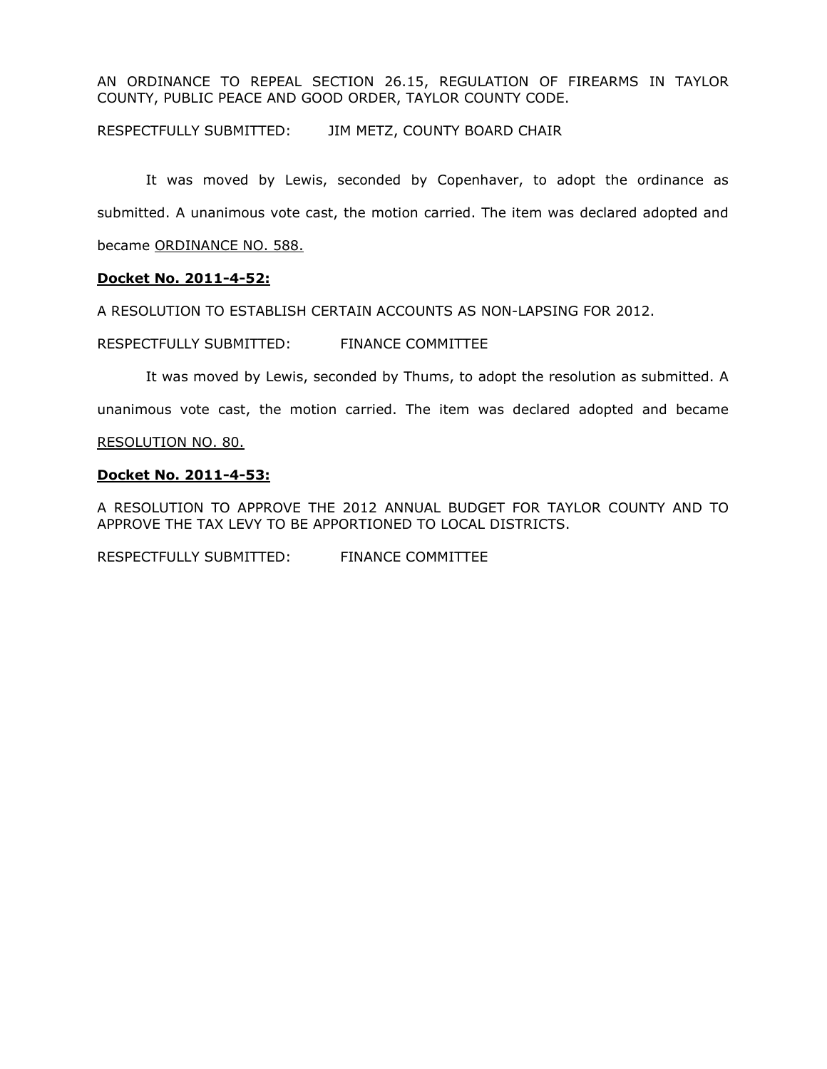AN ORDINANCE TO REPEAL SECTION 26.15, REGULATION OF FIREARMS IN TAYLOR COUNTY, PUBLIC PEACE AND GOOD ORDER, TAYLOR COUNTY CODE.

RESPECTFULLY SUBMITTED: JIM METZ, COUNTY BOARD CHAIR

It was moved by Lewis, seconded by Copenhaver, to adopt the ordinance as submitted. A unanimous vote cast, the motion carried. The item was declared adopted and became <u>ORDINANCE NO. 588.</u>

**<u>Docket No. 2011-4-52:</u>**

A RESOLUTION TO ESTABLISH CERTAIN ACCOUNTS AS NON-LAPSING FOR 2012.

RESPECTFULLY SUBMITTED: FINANCE COMMITTEE

It was moved by Lewis, seconded by Thums, to adopt the resolution as submitted. A unanimous vote cast, the motion carried. The item was declared adopted and became <u>RESOLUTION NO. 80.</u>

**<u>Docket No. 2011-4-53:</u>**

A RESOLUTION TO APPROVE THE 2012 ANNUAL BUDGET FOR TAYLOR COUNTY AND TO APPROVE THE TAX LEVY TO BE APPORTIONED TO LOCAL DISTRICTS.

RESPECTFULLY SUBMITTED: FINANCE COMMITTEE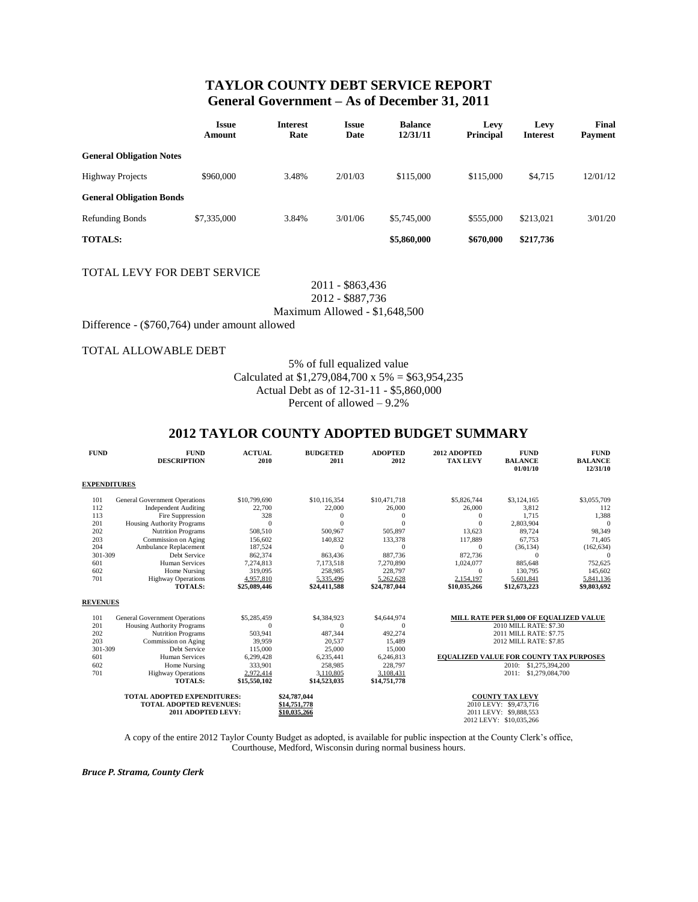# TAYLOR COUNTY DEBT SERVICE REPORT
## General Government – As of December 31, 2011

| | Issue Amount | Interest Rate | Issue Date | Balance 12/31/11 | Levy Principal | Levy Interest | Final Payment |
|---|---|---|---|---|---|---|---|
| **General Obligation Notes** | | | | | | | |
| Highway Projects | \$960,000 | 3.48% | 2/01/03 | \$115,000 | \$115,000 | \$4,715 | 12/01/12 |
| **General Obligation Bonds** | | | | | | | |
| Refunding Bonds | \$7,335,000 | 3.84% | 3/01/06 | \$5,745,000 | \$555,000 | \$213,021 | 3/01/20 |
| **TOTALS:** | | | | **\$5,860,000** | **\$670,000** | **\$217,736** | |

TOTAL LEVY FOR DEBT SERVICE

2011 - \$863,436
2012 - \$887,736
Maximum Allowed - \$1,648,500

Difference - (\$760,764) under amount allowed

TOTAL ALLOWABLE DEBT

5% of full equalized value
Calculated at \$1,279,084,700 x 5% = \$63,954,235
Actual Debt as of 12-31-11 - \$5,860,000
Percent of allowed – 9.2%

## 2012 TAYLOR COUNTY ADOPTED BUDGET SUMMARY

| FUND | FUND DESCRIPTION | ACTUAL 2010 | BUDGETED 2011 | ADOPTED 2012 | 2012 ADOPTED TAX LEVY | FUND BALANCE 01/01/10 | FUND BALANCE 12/31/10 |
|---|---|---|---|---|---|---|---|
| **EXPENDITURES** | | | | | | | |
| 101 | General Government Operations | \$10,799,690 | \$10,116,354 | \$10,471,718 | \$5,826,744 | \$3,124,165 | \$3,055,709 |
| 112 | Independent Auditing | 22,700 | 22,000 | 26,000 | 26,000 | 3,812 | 112 |
| 113 | Fire Suppression | 328 | 0 | 0 | 0 | 1,715 | 1,388 |
| 201 | Housing Authority Programs | 0 | 0 | 0 | 0 | 2,803,904 | 0 |
| 202 | Nutrition Programs | 508,510 | 500,967 | 505,897 | 13,623 | 89,724 | 98,349 |
| 203 | Commission on Aging | 156,602 | 140,832 | 133,378 | 117,889 | 67,753 | 71,405 |
| 204 | Ambulance Replacement | 187,524 | 0 | 0 | 0 | (36,134) | (162,634) |
| 301-309 | Debt Service | 862,374 | 863,436 | 887,736 | 872,736 | 0 | 0 |
| 601 | Human Services | 7,274,813 | 7,173,518 | 7,270,890 | 1,024,077 | 885,648 | 752,625 |
| 602 | Home Nursing | 319,095 | 258,985 | 228,797 | 0 | 130,795 | 145,602 |
| 701 | Highway Operations | 4,957,810 | 5,335,496 | 5,262,628 | 2,154,197 | 5,601,841 | 5,841,136 |
| | **TOTALS:** | **\$25,089,446** | **\$24,411,588** | **\$24,787,044** | **\$10,035,266** | **\$12,673,223** | **\$9,803,692** |
| **REVENUES** | | | | | | | |
| 101 | General Government Operations | \$5,285,459 | \$4,384,923 | \$4,644,974 | | | |
| 201 | Housing Authority Programs | 0 | 0 | 0 | | | |
| 202 | Nutrition Programs | 503,941 | 487,344 | 492,274 | | | |
| 203 | Commission on Aging | 39,959 | 20,537 | 15,489 | | | |
| 301-309 | Debt Service | 115,000 | 25,000 | 15,000 | | | |
| 601 | Human Services | 6,299,428 | 6,235,441 | 6,246,813 | | | |
| 602 | Home Nursing | 333,901 | 258,985 | 228,797 | | | |
| 701 | Highway Operations | 2,972,414 | 3,110,805 | 3,108,431 | | | |
| | **TOTALS:** | **\$15,550,102** | **\$14,523,035** | **\$14,751,778** | | | |

| | |
|---|---|
| **TOTAL ADOPTED EXPENDITURES:** | **\$24,787,044** |
| **TOTAL ADOPTED REVENUES:** | **\$14,751,778** |
| **2011 ADOPTED LEVY:** | **\$10,035,266** |

**MILL RATE PER \$1,000 OF EQUALIZED VALUE**
2010 MILL RATE: \$7.30
2011 MILL RATE: \$7.75
2012 MILL RATE: \$7.85

**EQUALIZED VALUE FOR COUNTY TAX PURPOSES**
2010: \$1,275,394,200
2011: \$1,279,084,700

**COUNTY TAX LEVY**
2010 LEVY: \$9,473,716
2011 LEVY: \$9,888,553
2012 LEVY: \$10,035,266

A copy of the entire 2012 Taylor County Budget as adopted, is available for public inspection at the County Clerk's office, Courthouse, Medford, Wisconsin during normal business hours.

***Bruce P. Strama, County Clerk***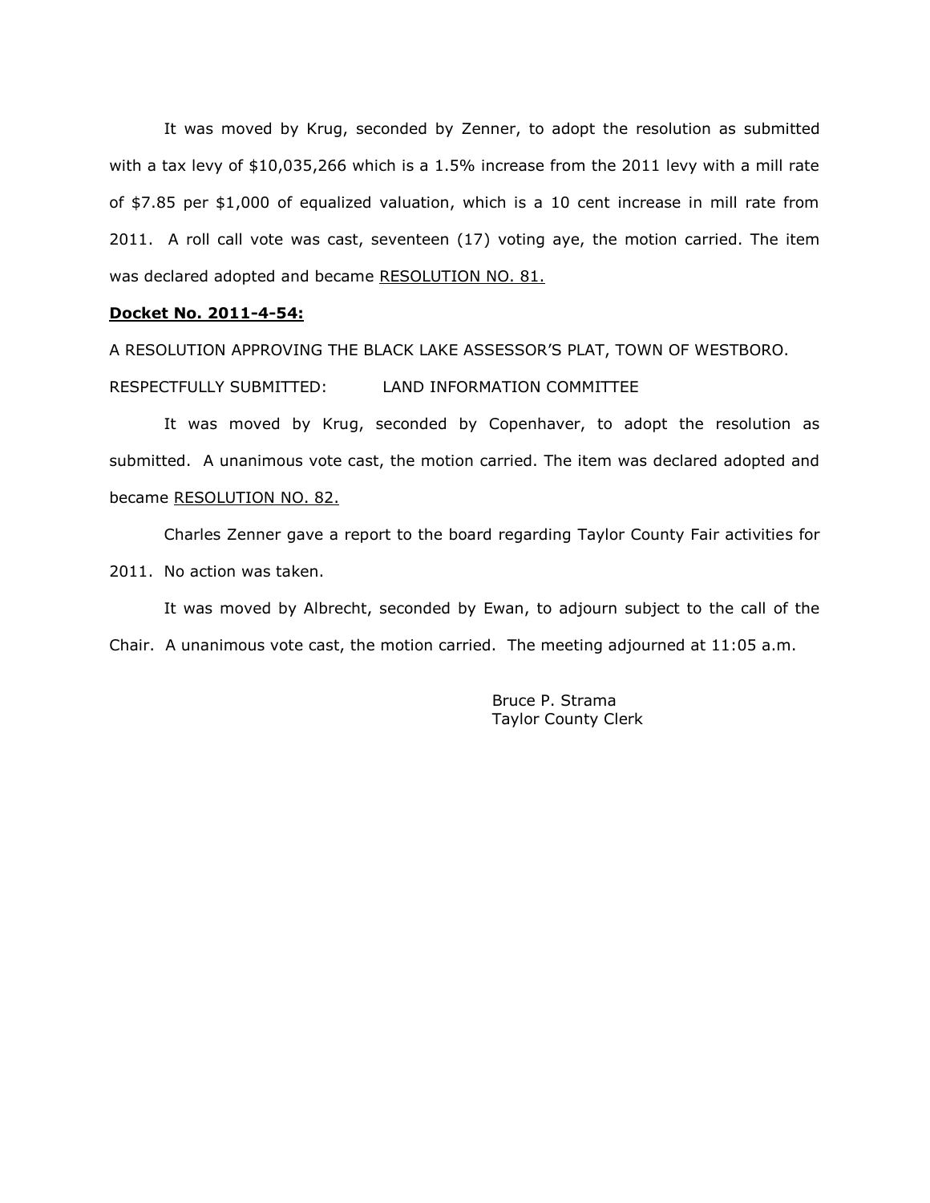It was moved by Krug, seconded by Zenner, to adopt the resolution as submitted with a tax levy of $10,035,266 which is a 1.5% increase from the 2011 levy with a mill rate of $7.85 per $1,000 of equalized valuation, which is a 10 cent increase in mill rate from 2011. A roll call vote was cast, seventeen (17) voting aye, the motion carried. The item was declared adopted and became RESOLUTION NO. 81.

**Docket No. 2011-4-54:**

A RESOLUTION APPROVING THE BLACK LAKE ASSESSOR'S PLAT, TOWN OF WESTBORO.

RESPECTFULLY SUBMITTED: LAND INFORMATION COMMITTEE

It was moved by Krug, seconded by Copenhaver, to adopt the resolution as submitted. A unanimous vote cast, the motion carried. The item was declared adopted and became RESOLUTION NO. 82.

Charles Zenner gave a report to the board regarding Taylor County Fair activities for 2011. No action was taken.

It was moved by Albrecht, seconded by Ewan, to adjourn subject to the call of the Chair. A unanimous vote cast, the motion carried. The meeting adjourned at 11:05 a.m.

Bruce P. Strama
Taylor County Clerk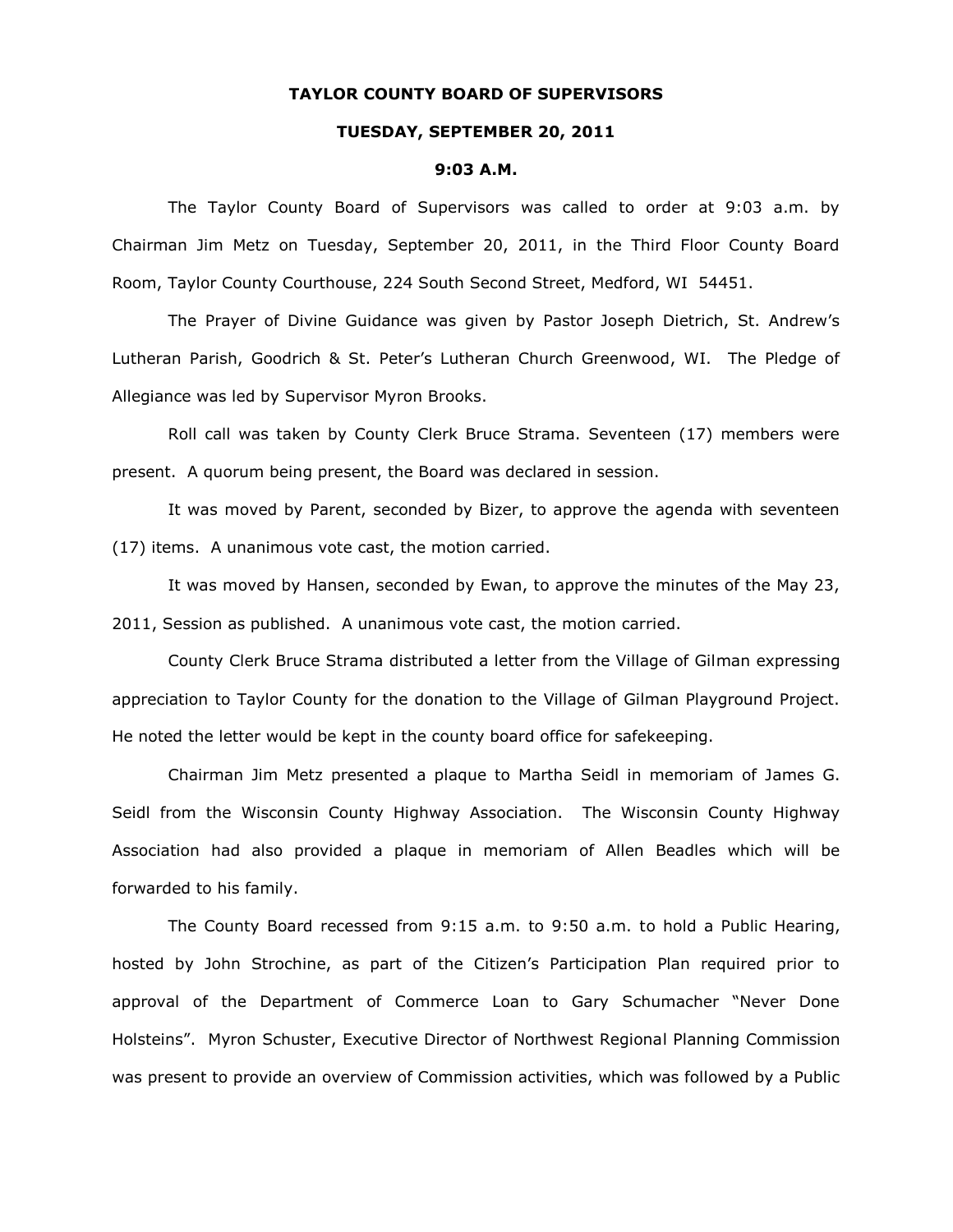**TAYLOR COUNTY BOARD OF SUPERVISORS**

**TUESDAY, SEPTEMBER 20, 2011**

**9:03 A.M.**

The Taylor County Board of Supervisors was called to order at 9:03 a.m. by Chairman Jim Metz on Tuesday, September 20, 2011, in the Third Floor County Board Room, Taylor County Courthouse, 224 South Second Street, Medford, WI 54451.

The Prayer of Divine Guidance was given by Pastor Joseph Dietrich, St. Andrew's Lutheran Parish, Goodrich & St. Peter's Lutheran Church Greenwood, WI. The Pledge of Allegiance was led by Supervisor Myron Brooks.

Roll call was taken by County Clerk Bruce Strama. Seventeen (17) members were present. A quorum being present, the Board was declared in session.

It was moved by Parent, seconded by Bizer, to approve the agenda with seventeen (17) items. A unanimous vote cast, the motion carried.

It was moved by Hansen, seconded by Ewan, to approve the minutes of the May 23, 2011, Session as published. A unanimous vote cast, the motion carried.

County Clerk Bruce Strama distributed a letter from the Village of Gilman expressing appreciation to Taylor County for the donation to the Village of Gilman Playground Project. He noted the letter would be kept in the county board office for safekeeping.

Chairman Jim Metz presented a plaque to Martha Seidl in memoriam of James G. Seidl from the Wisconsin County Highway Association. The Wisconsin County Highway Association had also provided a plaque in memoriam of Allen Beadles which will be forwarded to his family.

The County Board recessed from 9:15 a.m. to 9:50 a.m. to hold a Public Hearing, hosted by John Strochine, as part of the Citizen's Participation Plan required prior to approval of the Department of Commerce Loan to Gary Schumacher "Never Done Holsteins". Myron Schuster, Executive Director of Northwest Regional Planning Commission was present to provide an overview of Commission activities, which was followed by a Public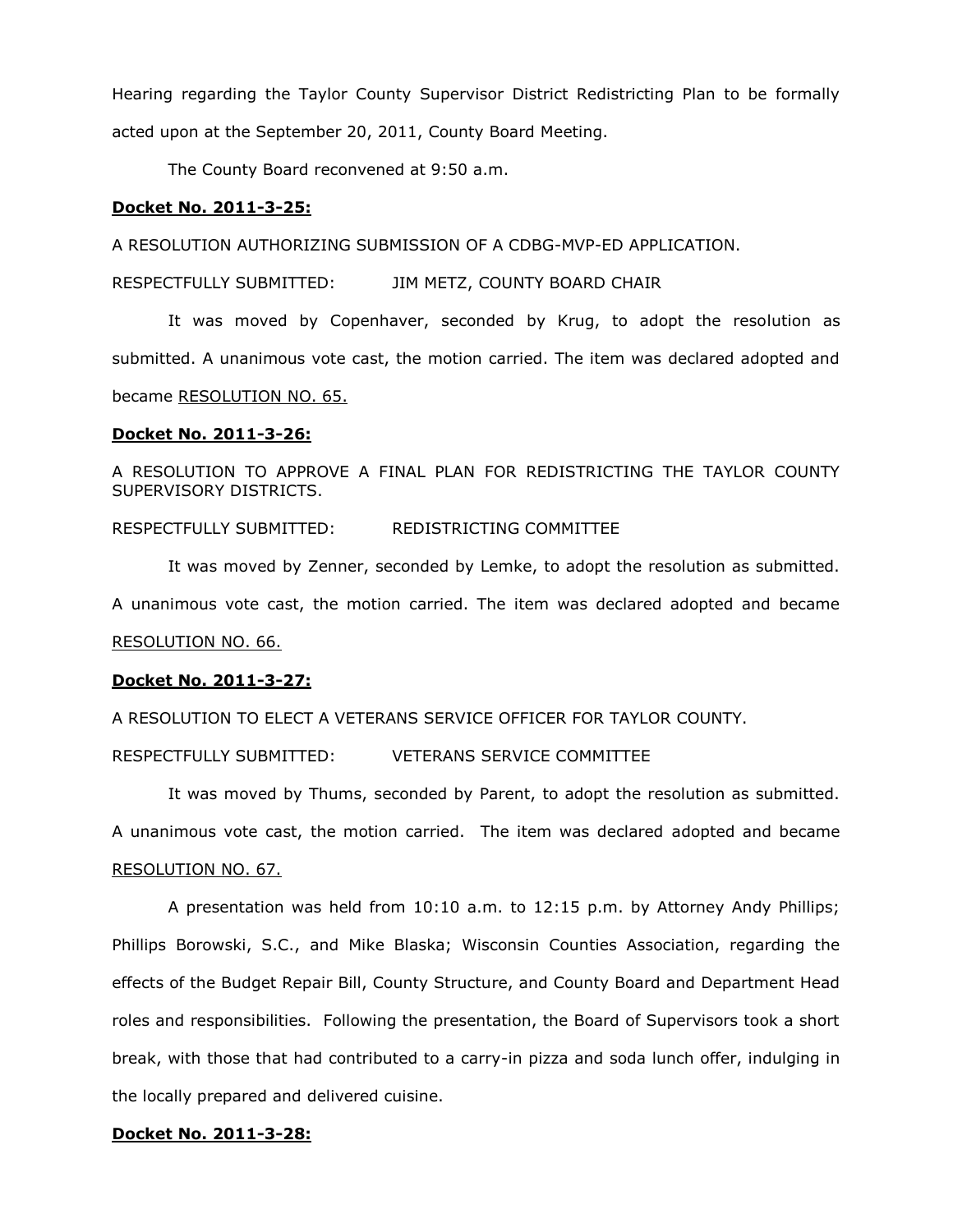Hearing regarding the Taylor County Supervisor District Redistricting Plan to be formally acted upon at the September 20, 2011, County Board Meeting.

The County Board reconvened at 9:50 a.m.

**Docket No. 2011-3-25:**

A RESOLUTION AUTHORIZING SUBMISSION OF A CDBG-MVP-ED APPLICATION.

RESPECTFULLY SUBMITTED: JIM METZ, COUNTY BOARD CHAIR

It was moved by Copenhaver, seconded by Krug, to adopt the resolution as submitted. A unanimous vote cast, the motion carried. The item was declared adopted and became RESOLUTION NO. 65.

**Docket No. 2011-3-26:**

A RESOLUTION TO APPROVE A FINAL PLAN FOR REDISTRICTING THE TAYLOR COUNTY SUPERVISORY DISTRICTS.

RESPECTFULLY SUBMITTED: REDISTRICTING COMMITTEE

It was moved by Zenner, seconded by Lemke, to adopt the resolution as submitted. A unanimous vote cast, the motion carried. The item was declared adopted and became RESOLUTION NO. 66.

**Docket No. 2011-3-27:**

A RESOLUTION TO ELECT A VETERANS SERVICE OFFICER FOR TAYLOR COUNTY.

RESPECTFULLY SUBMITTED: VETERANS SERVICE COMMITTEE

It was moved by Thums, seconded by Parent, to adopt the resolution as submitted. A unanimous vote cast, the motion carried. The item was declared adopted and became RESOLUTION NO. 67.

A presentation was held from 10:10 a.m. to 12:15 p.m. by Attorney Andy Phillips; Phillips Borowski, S.C., and Mike Blaska; Wisconsin Counties Association, regarding the effects of the Budget Repair Bill, County Structure, and County Board and Department Head roles and responsibilities. Following the presentation, the Board of Supervisors took a short break, with those that had contributed to a carry-in pizza and soda lunch offer, indulging in the locally prepared and delivered cuisine.

**Docket No. 2011-3-28:**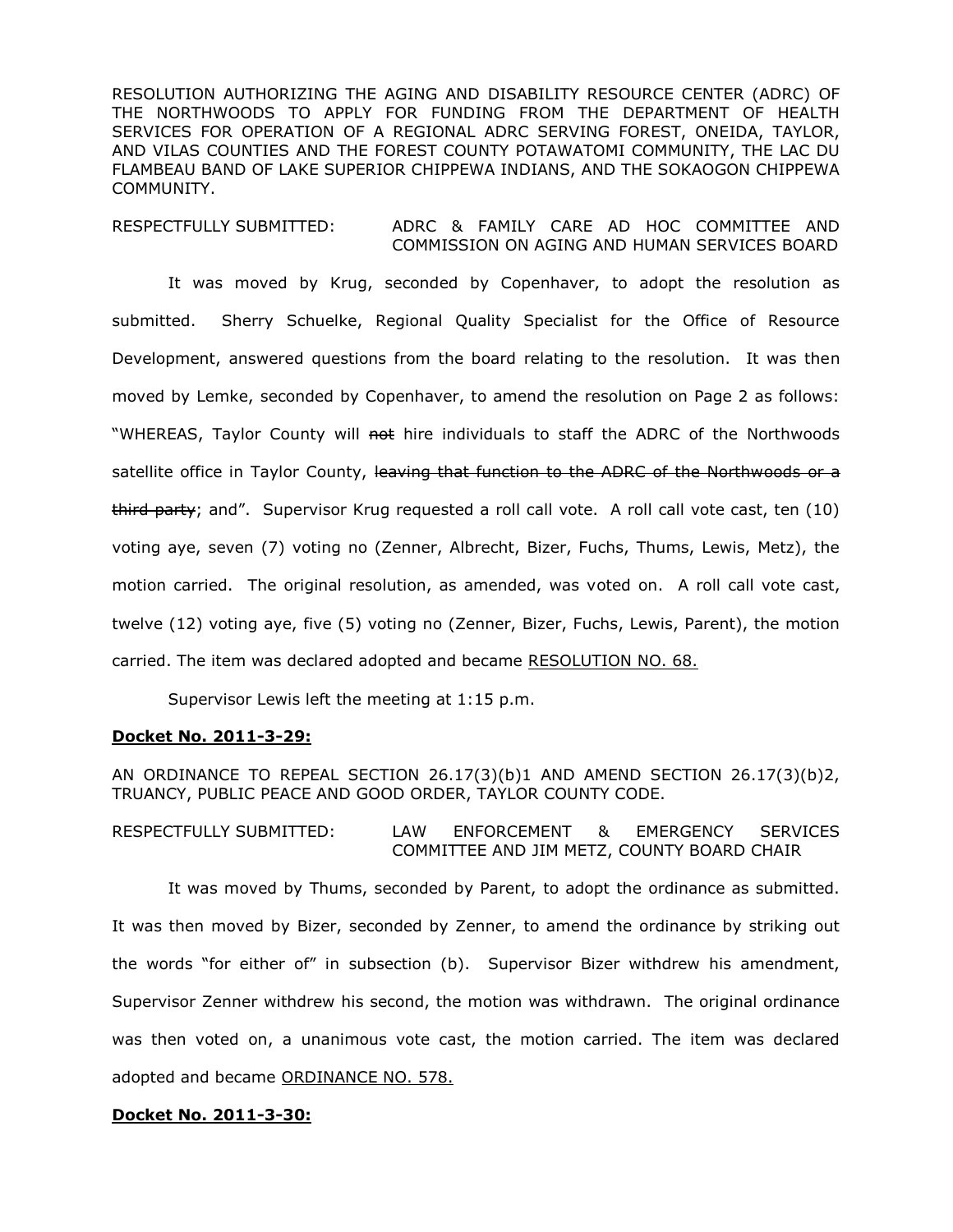RESOLUTION AUTHORIZING THE AGING AND DISABILITY RESOURCE CENTER (ADRC) OF THE NORTHWOODS TO APPLY FOR FUNDING FROM THE DEPARTMENT OF HEALTH SERVICES FOR OPERATION OF A REGIONAL ADRC SERVING FOREST, ONEIDA, TAYLOR, AND VILAS COUNTIES AND THE FOREST COUNTY POTAWATOMI COMMUNITY, THE LAC DU FLAMBEAU BAND OF LAKE SUPERIOR CHIPPEWA INDIANS, AND THE SOKAOGON CHIPPEWA COMMUNITY.

RESPECTFULLY SUBMITTED: ADRC & FAMILY CARE AD HOC COMMITTEE AND COMMISSION ON AGING AND HUMAN SERVICES BOARD

It was moved by Krug, seconded by Copenhaver, to adopt the resolution as submitted. Sherry Schuelke, Regional Quality Specialist for the Office of Resource Development, answered questions from the board relating to the resolution. It was then moved by Lemke, seconded by Copenhaver, to amend the resolution on Page 2 as follows: "WHEREAS, Taylor County will ~~not~~ hire individuals to staff the ADRC of the Northwoods satellite office in Taylor County, ~~leaving that function to the ADRC of the Northwoods or a third party~~; and". Supervisor Krug requested a roll call vote. A roll call vote cast, ten (10) voting aye, seven (7) voting no (Zenner, Albrecht, Bizer, Fuchs, Thums, Lewis, Metz), the motion carried. The original resolution, as amended, was voted on. A roll call vote cast, twelve (12) voting aye, five (5) voting no (Zenner, Bizer, Fuchs, Lewis, Parent), the motion carried. The item was declared adopted and became RESOLUTION NO. 68.

Supervisor Lewis left the meeting at 1:15 p.m.

**Docket No. 2011-3-29:**

AN ORDINANCE TO REPEAL SECTION 26.17(3)(b)1 AND AMEND SECTION 26.17(3)(b)2, TRUANCY, PUBLIC PEACE AND GOOD ORDER, TAYLOR COUNTY CODE.

RESPECTFULLY SUBMITTED: LAW ENFORCEMENT & EMERGENCY SERVICES COMMITTEE AND JIM METZ, COUNTY BOARD CHAIR

It was moved by Thums, seconded by Parent, to adopt the ordinance as submitted. It was then moved by Bizer, seconded by Zenner, to amend the ordinance by striking out the words "for either of" in subsection (b). Supervisor Bizer withdrew his amendment, Supervisor Zenner withdrew his second, the motion was withdrawn. The original ordinance was then voted on, a unanimous vote cast, the motion carried. The item was declared adopted and became ORDINANCE NO. 578.

**Docket No. 2011-3-30:**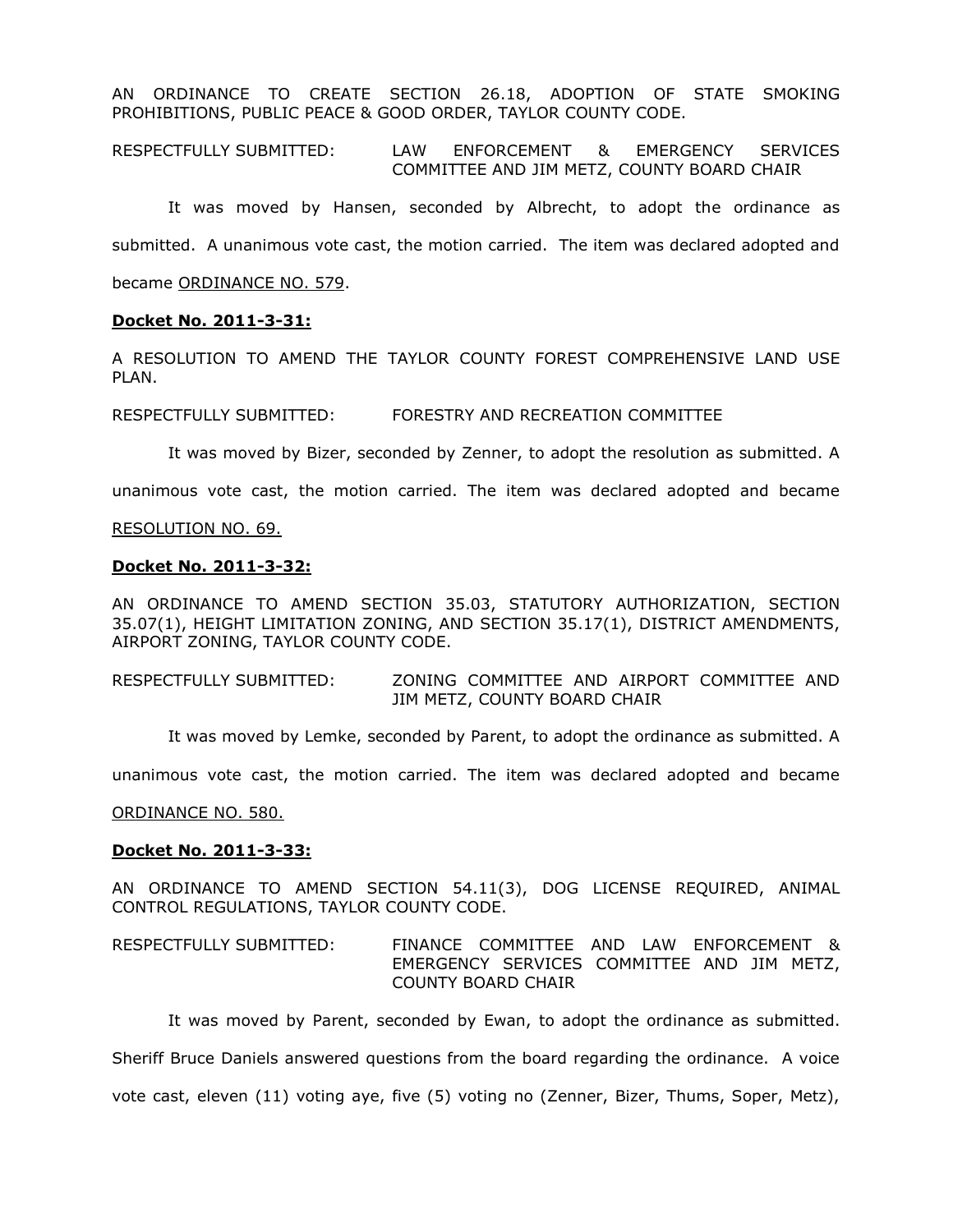AN ORDINANCE TO CREATE SECTION 26.18, ADOPTION OF STATE SMOKING PROHIBITIONS, PUBLIC PEACE & GOOD ORDER, TAYLOR COUNTY CODE.

RESPECTFULLY SUBMITTED: LAW ENFORCEMENT & EMERGENCY SERVICES COMMITTEE AND JIM METZ, COUNTY BOARD CHAIR

It was moved by Hansen, seconded by Albrecht, to adopt the ordinance as submitted. A unanimous vote cast, the motion carried. The item was declared adopted and became ORDINANCE NO. 579.

**Docket No. 2011-3-31:**

A RESOLUTION TO AMEND THE TAYLOR COUNTY FOREST COMPREHENSIVE LAND USE PLAN.

RESPECTFULLY SUBMITTED: FORESTRY AND RECREATION COMMITTEE

It was moved by Bizer, seconded by Zenner, to adopt the resolution as submitted. A unanimous vote cast, the motion carried. The item was declared adopted and became RESOLUTION NO. 69.

**Docket No. 2011-3-32:**

AN ORDINANCE TO AMEND SECTION 35.03, STATUTORY AUTHORIZATION, SECTION 35.07(1), HEIGHT LIMITATION ZONING, AND SECTION 35.17(1), DISTRICT AMENDMENTS, AIRPORT ZONING, TAYLOR COUNTY CODE.

RESPECTFULLY SUBMITTED: ZONING COMMITTEE AND AIRPORT COMMITTEE AND JIM METZ, COUNTY BOARD CHAIR

It was moved by Lemke, seconded by Parent, to adopt the ordinance as submitted. A unanimous vote cast, the motion carried. The item was declared adopted and became ORDINANCE NO. 580.

**Docket No. 2011-3-33:**

AN ORDINANCE TO AMEND SECTION 54.11(3), DOG LICENSE REQUIRED, ANIMAL CONTROL REGULATIONS, TAYLOR COUNTY CODE.

RESPECTFULLY SUBMITTED: FINANCE COMMITTEE AND LAW ENFORCEMENT & EMERGENCY SERVICES COMMITTEE AND JIM METZ, COUNTY BOARD CHAIR

It was moved by Parent, seconded by Ewan, to adopt the ordinance as submitted. Sheriff Bruce Daniels answered questions from the board regarding the ordinance. A voice vote cast, eleven (11) voting aye, five (5) voting no (Zenner, Bizer, Thums, Soper, Metz),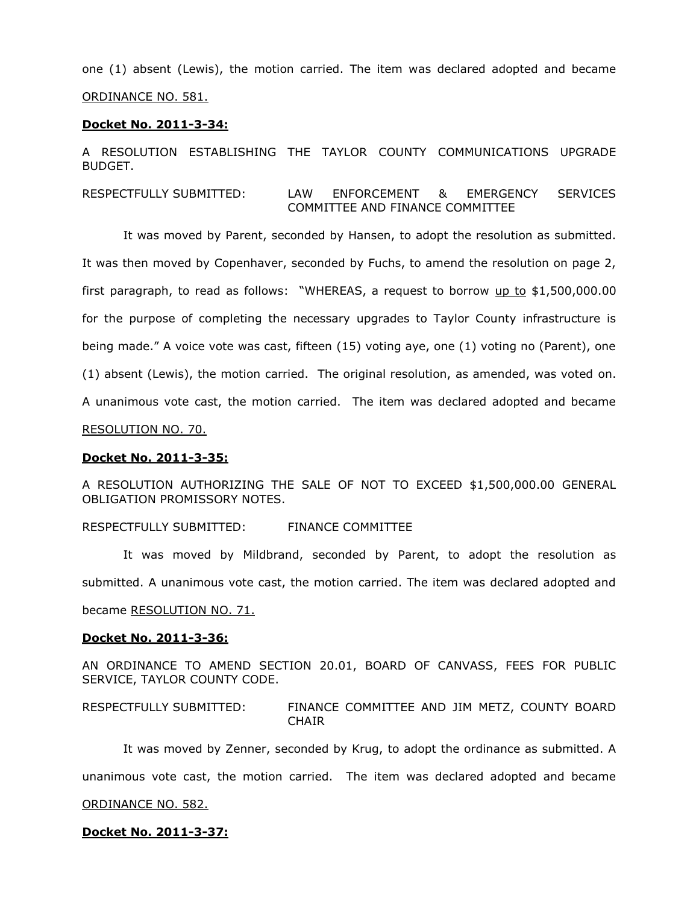one (1) absent (Lewis), the motion carried. The item was declared adopted and became ORDINANCE NO. 581.

**Docket No. 2011-3-34:**

A RESOLUTION ESTABLISHING THE TAYLOR COUNTY COMMUNICATIONS UPGRADE BUDGET.

RESPECTFULLY SUBMITTED: LAW ENFORCEMENT & EMERGENCY SERVICES COMMITTEE AND FINANCE COMMITTEE

It was moved by Parent, seconded by Hansen, to adopt the resolution as submitted. It was then moved by Copenhaver, seconded by Fuchs, to amend the resolution on page 2, first paragraph, to read as follows: "WHEREAS, a request to borrow up to $1,500,000.00 for the purpose of completing the necessary upgrades to Taylor County infrastructure is being made." A voice vote was cast, fifteen (15) voting aye, one (1) voting no (Parent), one (1) absent (Lewis), the motion carried. The original resolution, as amended, was voted on. A unanimous vote cast, the motion carried. The item was declared adopted and became RESOLUTION NO. 70.

**Docket No. 2011-3-35:**

A RESOLUTION AUTHORIZING THE SALE OF NOT TO EXCEED $1,500,000.00 GENERAL OBLIGATION PROMISSORY NOTES.

RESPECTFULLY SUBMITTED: FINANCE COMMITTEE

It was moved by Mildbrand, seconded by Parent, to adopt the resolution as submitted. A unanimous vote cast, the motion carried. The item was declared adopted and became RESOLUTION NO. 71.

**Docket No. 2011-3-36:**

AN ORDINANCE TO AMEND SECTION 20.01, BOARD OF CANVASS, FEES FOR PUBLIC SERVICE, TAYLOR COUNTY CODE.

RESPECTFULLY SUBMITTED: FINANCE COMMITTEE AND JIM METZ, COUNTY BOARD CHAIR

It was moved by Zenner, seconded by Krug, to adopt the ordinance as submitted. A unanimous vote cast, the motion carried. The item was declared adopted and became ORDINANCE NO. 582.

**Docket No. 2011-3-37:**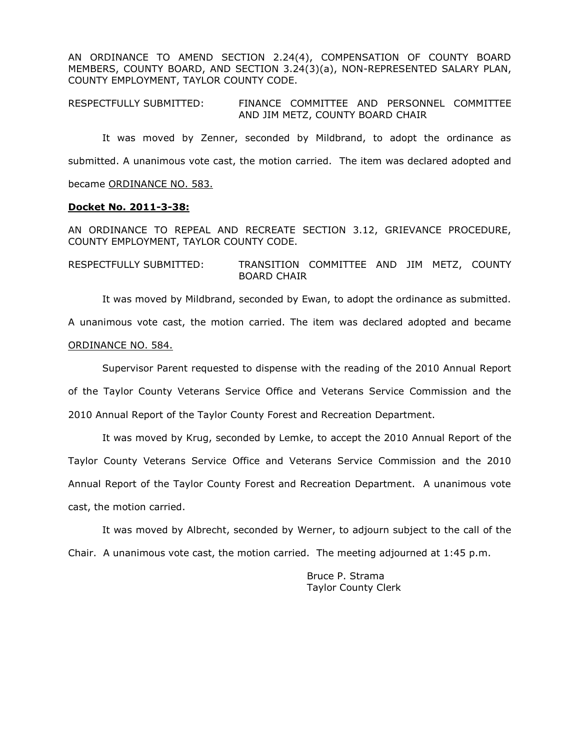AN ORDINANCE TO AMEND SECTION 2.24(4), COMPENSATION OF COUNTY BOARD MEMBERS, COUNTY BOARD, AND SECTION 3.24(3)(a), NON-REPRESENTED SALARY PLAN, COUNTY EMPLOYMENT, TAYLOR COUNTY CODE.

RESPECTFULLY SUBMITTED: FINANCE COMMITTEE AND PERSONNEL COMMITTEE AND JIM METZ, COUNTY BOARD CHAIR

It was moved by Zenner, seconded by Mildbrand, to adopt the ordinance as submitted. A unanimous vote cast, the motion carried. The item was declared adopted and became ORDINANCE NO. 583.

**Docket No. 2011-3-38:**

AN ORDINANCE TO REPEAL AND RECREATE SECTION 3.12, GRIEVANCE PROCEDURE, COUNTY EMPLOYMENT, TAYLOR COUNTY CODE.

RESPECTFULLY SUBMITTED: TRANSITION COMMITTEE AND JIM METZ, COUNTY BOARD CHAIR

It was moved by Mildbrand, seconded by Ewan, to adopt the ordinance as submitted. A unanimous vote cast, the motion carried. The item was declared adopted and became ORDINANCE NO. 584.

Supervisor Parent requested to dispense with the reading of the 2010 Annual Report of the Taylor County Veterans Service Office and Veterans Service Commission and the 2010 Annual Report of the Taylor County Forest and Recreation Department.

It was moved by Krug, seconded by Lemke, to accept the 2010 Annual Report of the Taylor County Veterans Service Office and Veterans Service Commission and the 2010 Annual Report of the Taylor County Forest and Recreation Department. A unanimous vote cast, the motion carried.

It was moved by Albrecht, seconded by Werner, to adjourn subject to the call of the Chair. A unanimous vote cast, the motion carried. The meeting adjourned at 1:45 p.m.

Bruce P. Strama
Taylor County Clerk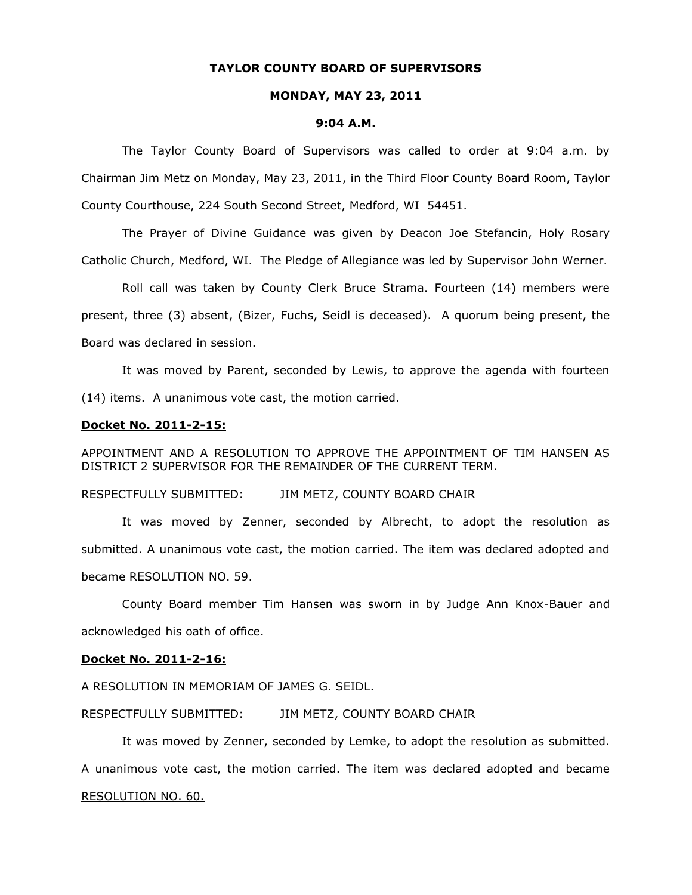**TAYLOR COUNTY BOARD OF SUPERVISORS**

**MONDAY, MAY 23, 2011**

**9:04 A.M.**

The Taylor County Board of Supervisors was called to order at 9:04 a.m. by Chairman Jim Metz on Monday, May 23, 2011, in the Third Floor County Board Room, Taylor County Courthouse, 224 South Second Street, Medford, WI 54451.

The Prayer of Divine Guidance was given by Deacon Joe Stefancin, Holy Rosary Catholic Church, Medford, WI. The Pledge of Allegiance was led by Supervisor John Werner.

Roll call was taken by County Clerk Bruce Strama. Fourteen (14) members were present, three (3) absent, (Bizer, Fuchs, Seidl is deceased). A quorum being present, the Board was declared in session.

It was moved by Parent, seconded by Lewis, to approve the agenda with fourteen (14) items. A unanimous vote cast, the motion carried.

**Docket No. 2011-2-15:**

APPOINTMENT AND A RESOLUTION TO APPROVE THE APPOINTMENT OF TIM HANSEN AS DISTRICT 2 SUPERVISOR FOR THE REMAINDER OF THE CURRENT TERM.

RESPECTFULLY SUBMITTED: JIM METZ, COUNTY BOARD CHAIR

It was moved by Zenner, seconded by Albrecht, to adopt the resolution as submitted. A unanimous vote cast, the motion carried. The item was declared adopted and became RESOLUTION NO. 59.

County Board member Tim Hansen was sworn in by Judge Ann Knox-Bauer and acknowledged his oath of office.

**Docket No. 2011-2-16:**

A RESOLUTION IN MEMORIAM OF JAMES G. SEIDL.

RESPECTFULLY SUBMITTED: JIM METZ, COUNTY BOARD CHAIR

It was moved by Zenner, seconded by Lemke, to adopt the resolution as submitted. A unanimous vote cast, the motion carried. The item was declared adopted and became RESOLUTION NO. 60.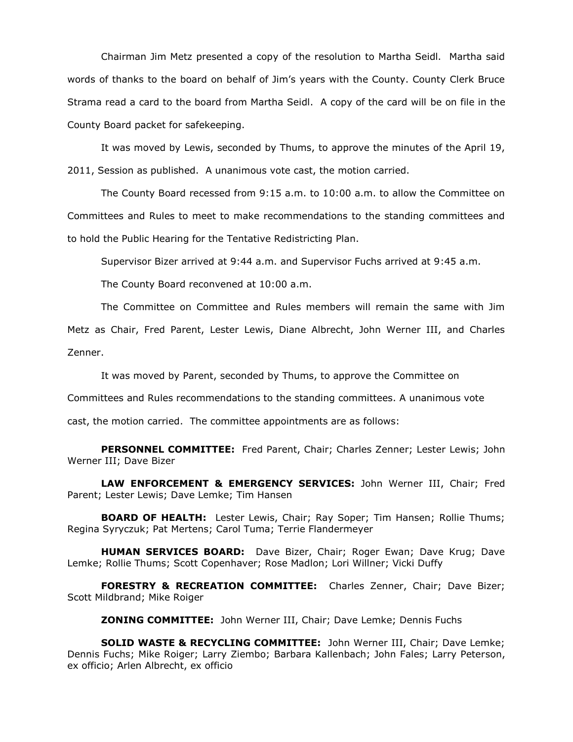Chairman Jim Metz presented a copy of the resolution to Martha Seidl. Martha said words of thanks to the board on behalf of Jim's years with the County. County Clerk Bruce Strama read a card to the board from Martha Seidl. A copy of the card will be on file in the County Board packet for safekeeping.

It was moved by Lewis, seconded by Thums, to approve the minutes of the April 19, 2011, Session as published. A unanimous vote cast, the motion carried.

The County Board recessed from 9:15 a.m. to 10:00 a.m. to allow the Committee on Committees and Rules to meet to make recommendations to the standing committees and to hold the Public Hearing for the Tentative Redistricting Plan.

Supervisor Bizer arrived at 9:44 a.m. and Supervisor Fuchs arrived at 9:45 a.m.

The County Board reconvened at 10:00 a.m.

The Committee on Committee and Rules members will remain the same with Jim Metz as Chair, Fred Parent, Lester Lewis, Diane Albrecht, John Werner III, and Charles Zenner.

It was moved by Parent, seconded by Thums, to approve the Committee on Committees and Rules recommendations to the standing committees. A unanimous vote cast, the motion carried. The committee appointments are as follows:

**PERSONNEL COMMITTEE:** Fred Parent, Chair; Charles Zenner; Lester Lewis; John Werner III; Dave Bizer

**LAW ENFORCEMENT & EMERGENCY SERVICES:** John Werner III, Chair; Fred Parent; Lester Lewis; Dave Lemke; Tim Hansen

**BOARD OF HEALTH:** Lester Lewis, Chair; Ray Soper; Tim Hansen; Rollie Thums; Regina Syryczuk; Pat Mertens; Carol Tuma; Terrie Flandermeyer

**HUMAN SERVICES BOARD:** Dave Bizer, Chair; Roger Ewan; Dave Krug; Dave Lemke; Rollie Thums; Scott Copenhaver; Rose Madlon; Lori Willner; Vicki Duffy

**FORESTRY & RECREATION COMMITTEE:** Charles Zenner, Chair; Dave Bizer; Scott Mildbrand; Mike Roiger

**ZONING COMMITTEE:** John Werner III, Chair; Dave Lemke; Dennis Fuchs

**SOLID WASTE & RECYCLING COMMITTEE:** John Werner III, Chair; Dave Lemke; Dennis Fuchs; Mike Roiger; Larry Ziembo; Barbara Kallenbach; John Fales; Larry Peterson, ex officio; Arlen Albrecht, ex officio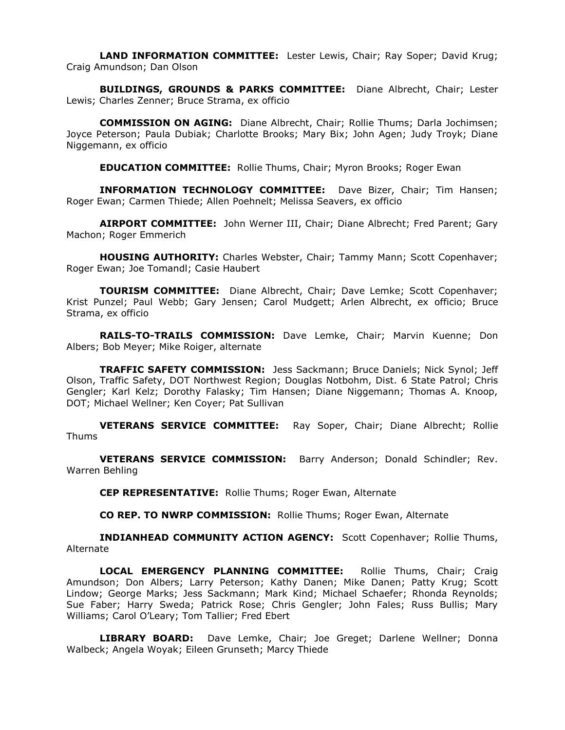**LAND INFORMATION COMMITTEE:** Lester Lewis, Chair; Ray Soper; David Krug; Craig Amundson; Dan Olson

**BUILDINGS, GROUNDS & PARKS COMMITTEE:** Diane Albrecht, Chair; Lester Lewis; Charles Zenner; Bruce Strama, ex officio

**COMMISSION ON AGING:** Diane Albrecht, Chair; Rollie Thums; Darla Jochimsen; Joyce Peterson; Paula Dubiak; Charlotte Brooks; Mary Bix; John Agen; Judy Troyk; Diane Niggemann, ex officio

**EDUCATION COMMITTEE:** Rollie Thums, Chair; Myron Brooks; Roger Ewan

**INFORMATION TECHNOLOGY COMMITTEE:** Dave Bizer, Chair; Tim Hansen; Roger Ewan; Carmen Thiede; Allen Poehnelt; Melissa Seavers, ex officio

**AIRPORT COMMITTEE:** John Werner III, Chair; Diane Albrecht; Fred Parent; Gary Machon; Roger Emmerich

**HOUSING AUTHORITY:** Charles Webster, Chair; Tammy Mann; Scott Copenhaver; Roger Ewan; Joe Tomandl; Casie Haubert

**TOURISM COMMITTEE:** Diane Albrecht, Chair; Dave Lemke; Scott Copenhaver; Krist Punzel; Paul Webb; Gary Jensen; Carol Mudgett; Arlen Albrecht, ex officio; Bruce Strama, ex officio

**RAILS-TO-TRAILS COMMISSION:** Dave Lemke, Chair; Marvin Kuenne; Don Albers; Bob Meyer; Mike Roiger, alternate

**TRAFFIC SAFETY COMMISSION:** Jess Sackmann; Bruce Daniels; Nick Synol; Jeff Olson, Traffic Safety, DOT Northwest Region; Douglas Notbohm, Dist. 6 State Patrol; Chris Gengler; Karl Kelz; Dorothy Falasky; Tim Hansen; Diane Niggemann; Thomas A. Knoop, DOT; Michael Wellner; Ken Coyer; Pat Sullivan

**VETERANS SERVICE COMMITTEE:** Ray Soper, Chair; Diane Albrecht; Rollie Thums

**VETERANS SERVICE COMMISSION:** Barry Anderson; Donald Schindler; Rev. Warren Behling

**CEP REPRESENTATIVE:** Rollie Thums; Roger Ewan, Alternate

**CO REP. TO NWRP COMMISSION:** Rollie Thums; Roger Ewan, Alternate

**INDIANHEAD COMMUNITY ACTION AGENCY:** Scott Copenhaver; Rollie Thums, Alternate

**LOCAL EMERGENCY PLANNING COMMITTEE:** Rollie Thums, Chair; Craig Amundson; Don Albers; Larry Peterson; Kathy Danen; Mike Danen; Patty Krug; Scott Lindow; George Marks; Jess Sackmann; Mark Kind; Michael Schaefer; Rhonda Reynolds; Sue Faber; Harry Sweda; Patrick Rose; Chris Gengler; John Fales; Russ Bullis; Mary Williams; Carol O'Leary; Tom Tallier; Fred Ebert

**LIBRARY BOARD:** Dave Lemke, Chair; Joe Greget; Darlene Wellner; Donna Walbeck; Angela Woyak; Eileen Grunseth; Marcy Thiede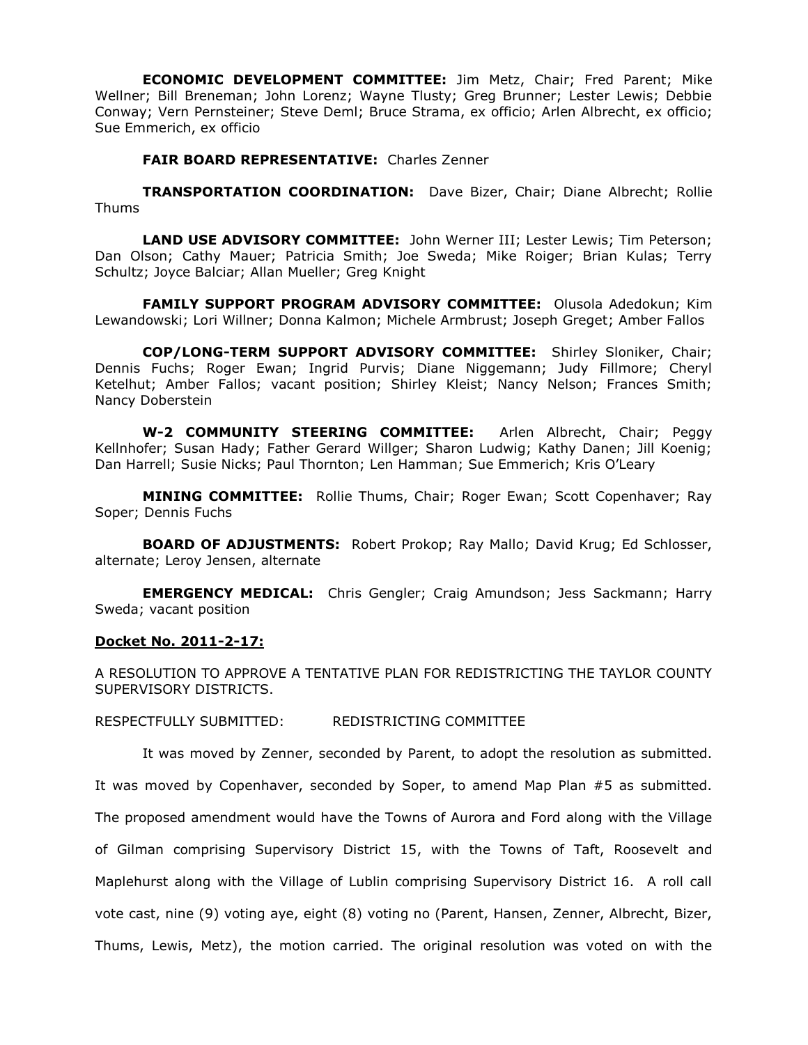**ECONOMIC DEVELOPMENT COMMITTEE:** Jim Metz, Chair; Fred Parent; Mike Wellner; Bill Breneman; John Lorenz; Wayne Tlusty; Greg Brunner; Lester Lewis; Debbie Conway; Vern Pernsteiner; Steve Deml; Bruce Strama, ex officio; Arlen Albrecht, ex officio; Sue Emmerich, ex officio

**FAIR BOARD REPRESENTATIVE:** Charles Zenner

**TRANSPORTATION COORDINATION:** Dave Bizer, Chair; Diane Albrecht; Rollie Thums

**LAND USE ADVISORY COMMITTEE:** John Werner III; Lester Lewis; Tim Peterson; Dan Olson; Cathy Mauer; Patricia Smith; Joe Sweda; Mike Roiger; Brian Kulas; Terry Schultz; Joyce Balciar; Allan Mueller; Greg Knight

**FAMILY SUPPORT PROGRAM ADVISORY COMMITTEE:** Olusola Adedokun; Kim Lewandowski; Lori Willner; Donna Kalmon; Michele Armbrust; Joseph Greget; Amber Fallos

**COP/LONG-TERM SUPPORT ADVISORY COMMITTEE:** Shirley Sloniker, Chair; Dennis Fuchs; Roger Ewan; Ingrid Purvis; Diane Niggemann; Judy Fillmore; Cheryl Ketelhut; Amber Fallos; vacant position; Shirley Kleist; Nancy Nelson; Frances Smith; Nancy Doberstein

**W-2 COMMUNITY STEERING COMMITTEE:** Arlen Albrecht, Chair; Peggy Kellnhofer; Susan Hady; Father Gerard Willger; Sharon Ludwig; Kathy Danen; Jill Koenig; Dan Harrell; Susie Nicks; Paul Thornton; Len Hamman; Sue Emmerich; Kris O'Leary

**MINING COMMITTEE:** Rollie Thums, Chair; Roger Ewan; Scott Copenhaver; Ray Soper; Dennis Fuchs

**BOARD OF ADJUSTMENTS:** Robert Prokop; Ray Mallo; David Krug; Ed Schlosser, alternate; Leroy Jensen, alternate

**EMERGENCY MEDICAL:** Chris Gengler; Craig Amundson; Jess Sackmann; Harry Sweda; vacant position

**Docket No. 2011-2-17:**

A RESOLUTION TO APPROVE A TENTATIVE PLAN FOR REDISTRICTING THE TAYLOR COUNTY SUPERVISORY DISTRICTS.

RESPECTFULLY SUBMITTED: REDISTRICTING COMMITTEE

It was moved by Zenner, seconded by Parent, to adopt the resolution as submitted. It was moved by Copenhaver, seconded by Soper, to amend Map Plan #5 as submitted. The proposed amendment would have the Towns of Aurora and Ford along with the Village of Gilman comprising Supervisory District 15, with the Towns of Taft, Roosevelt and Maplehurst along with the Village of Lublin comprising Supervisory District 16. A roll call vote cast, nine (9) voting aye, eight (8) voting no (Parent, Hansen, Zenner, Albrecht, Bizer, Thums, Lewis, Metz), the motion carried. The original resolution was voted on with the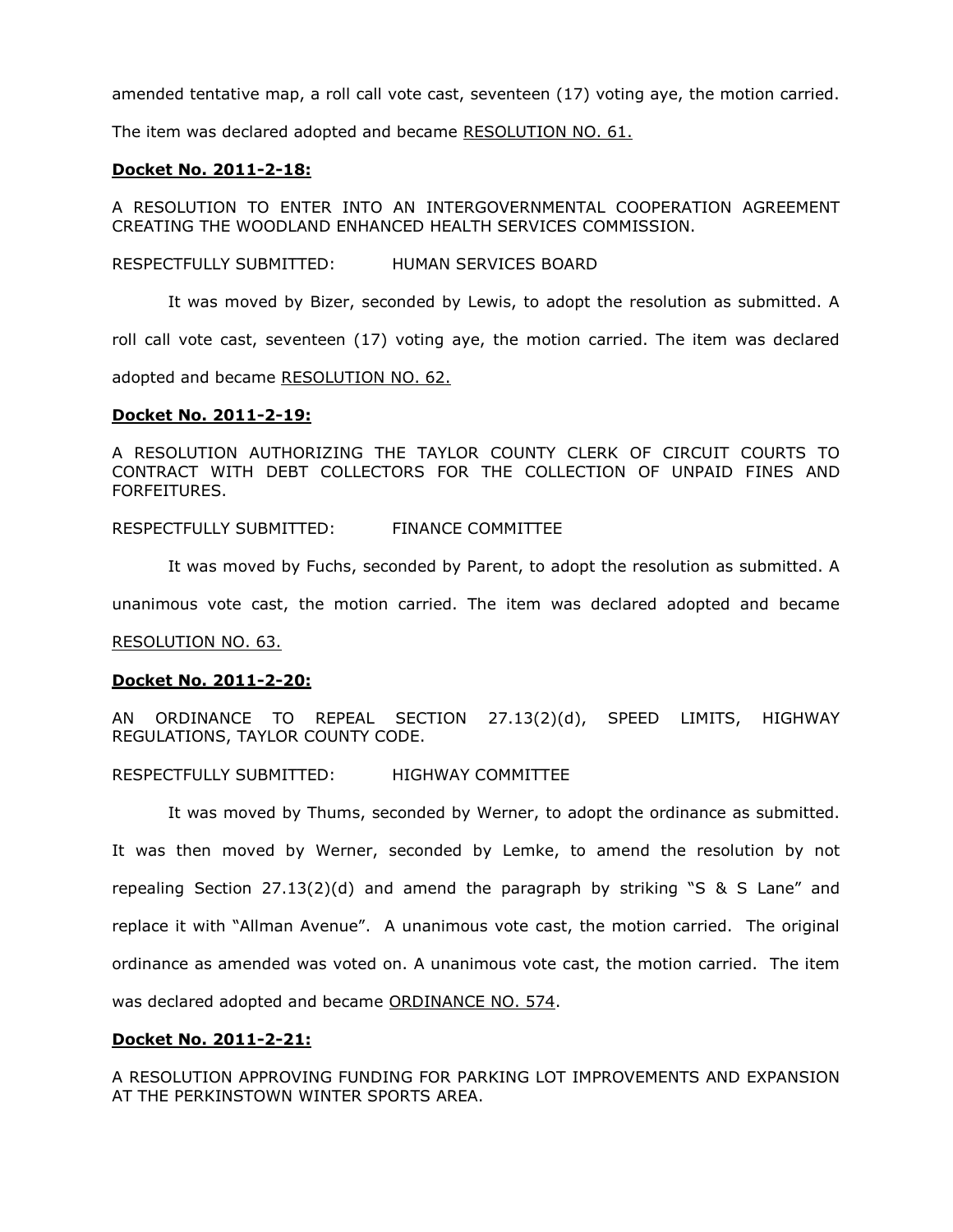amended tentative map, a roll call vote cast, seventeen (17) voting aye, the motion carried. The item was declared adopted and became <u>RESOLUTION NO. 61.</u>

**Docket No. 2011-2-18:**

A RESOLUTION TO ENTER INTO AN INTERGOVERNMENTAL COOPERATION AGREEMENT CREATING THE WOODLAND ENHANCED HEALTH SERVICES COMMISSION.

RESPECTFULLY SUBMITTED: HUMAN SERVICES BOARD

It was moved by Bizer, seconded by Lewis, to adopt the resolution as submitted. A roll call vote cast, seventeen (17) voting aye, the motion carried. The item was declared adopted and became <u>RESOLUTION NO. 62.</u>

**Docket No. 2011-2-19:**

A RESOLUTION AUTHORIZING THE TAYLOR COUNTY CLERK OF CIRCUIT COURTS TO CONTRACT WITH DEBT COLLECTORS FOR THE COLLECTION OF UNPAID FINES AND FORFEITURES.

RESPECTFULLY SUBMITTED: FINANCE COMMITTEE

It was moved by Fuchs, seconded by Parent, to adopt the resolution as submitted. A unanimous vote cast, the motion carried. The item was declared adopted and became <u>RESOLUTION NO. 63.</u>

**Docket No. 2011-2-20:**

AN ORDINANCE TO REPEAL SECTION 27.13(2)(d), SPEED LIMITS, HIGHWAY REGULATIONS, TAYLOR COUNTY CODE.

RESPECTFULLY SUBMITTED: HIGHWAY COMMITTEE

It was moved by Thums, seconded by Werner, to adopt the ordinance as submitted. It was then moved by Werner, seconded by Lemke, to amend the resolution by not repealing Section 27.13(2)(d) and amend the paragraph by striking "S & S Lane" and replace it with "Allman Avenue". A unanimous vote cast, the motion carried. The original ordinance as amended was voted on. A unanimous vote cast, the motion carried. The item was declared adopted and became <u>ORDINANCE NO. 574</u>.

**Docket No. 2011-2-21:**

A RESOLUTION APPROVING FUNDING FOR PARKING LOT IMPROVEMENTS AND EXPANSION AT THE PERKINSTOWN WINTER SPORTS AREA.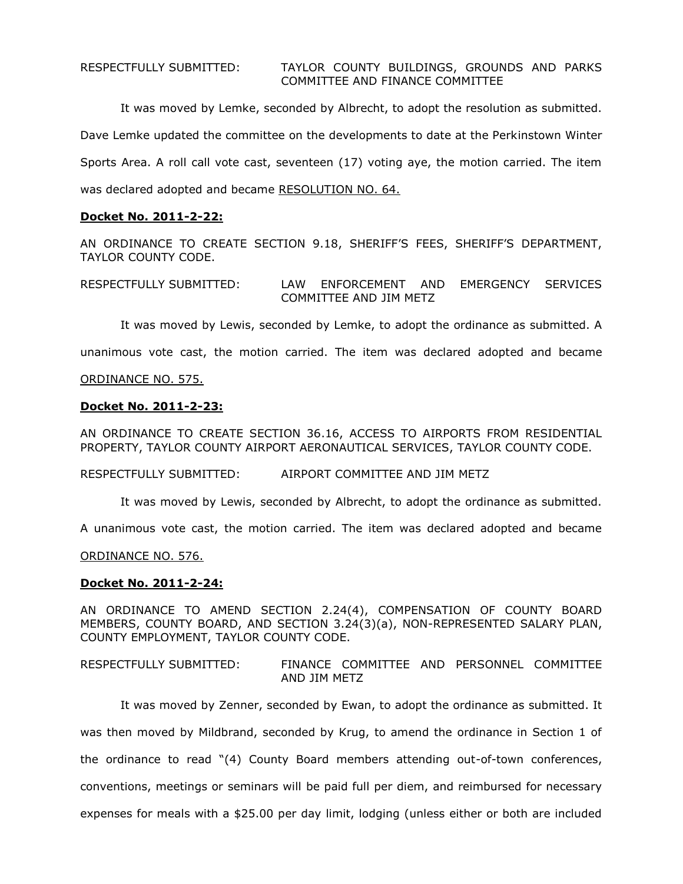RESPECTFULLY SUBMITTED: TAYLOR COUNTY BUILDINGS, GROUNDS AND PARKS COMMITTEE AND FINANCE COMMITTEE

It was moved by Lemke, seconded by Albrecht, to adopt the resolution as submitted. Dave Lemke updated the committee on the developments to date at the Perkinstown Winter Sports Area. A roll call vote cast, seventeen (17) voting aye, the motion carried. The item was declared adopted and became RESOLUTION NO. 64.

**Docket No. 2011-2-22:**

AN ORDINANCE TO CREATE SECTION 9.18, SHERIFF'S FEES, SHERIFF'S DEPARTMENT, TAYLOR COUNTY CODE.

RESPECTFULLY SUBMITTED: LAW ENFORCEMENT AND EMERGENCY SERVICES COMMITTEE AND JIM METZ

It was moved by Lewis, seconded by Lemke, to adopt the ordinance as submitted. A unanimous vote cast, the motion carried. The item was declared adopted and became ORDINANCE NO. 575.

**Docket No. 2011-2-23:**

AN ORDINANCE TO CREATE SECTION 36.16, ACCESS TO AIRPORTS FROM RESIDENTIAL PROPERTY, TAYLOR COUNTY AIRPORT AERONAUTICAL SERVICES, TAYLOR COUNTY CODE.

RESPECTFULLY SUBMITTED: AIRPORT COMMITTEE AND JIM METZ

It was moved by Lewis, seconded by Albrecht, to adopt the ordinance as submitted. A unanimous vote cast, the motion carried. The item was declared adopted and became ORDINANCE NO. 576.

**Docket No. 2011-2-24:**

AN ORDINANCE TO AMEND SECTION 2.24(4), COMPENSATION OF COUNTY BOARD MEMBERS, COUNTY BOARD, AND SECTION 3.24(3)(a), NON-REPRESENTED SALARY PLAN, COUNTY EMPLOYMENT, TAYLOR COUNTY CODE.

RESPECTFULLY SUBMITTED: FINANCE COMMITTEE AND PERSONNEL COMMITTEE AND JIM METZ

It was moved by Zenner, seconded by Ewan, to adopt the ordinance as submitted. It was then moved by Mildbrand, seconded by Krug, to amend the ordinance in Section 1 of the ordinance to read "(4) County Board members attending out-of-town conferences, conventions, meetings or seminars will be paid full per diem, and reimbursed for necessary expenses for meals with a $25.00 per day limit, lodging (unless either or both are included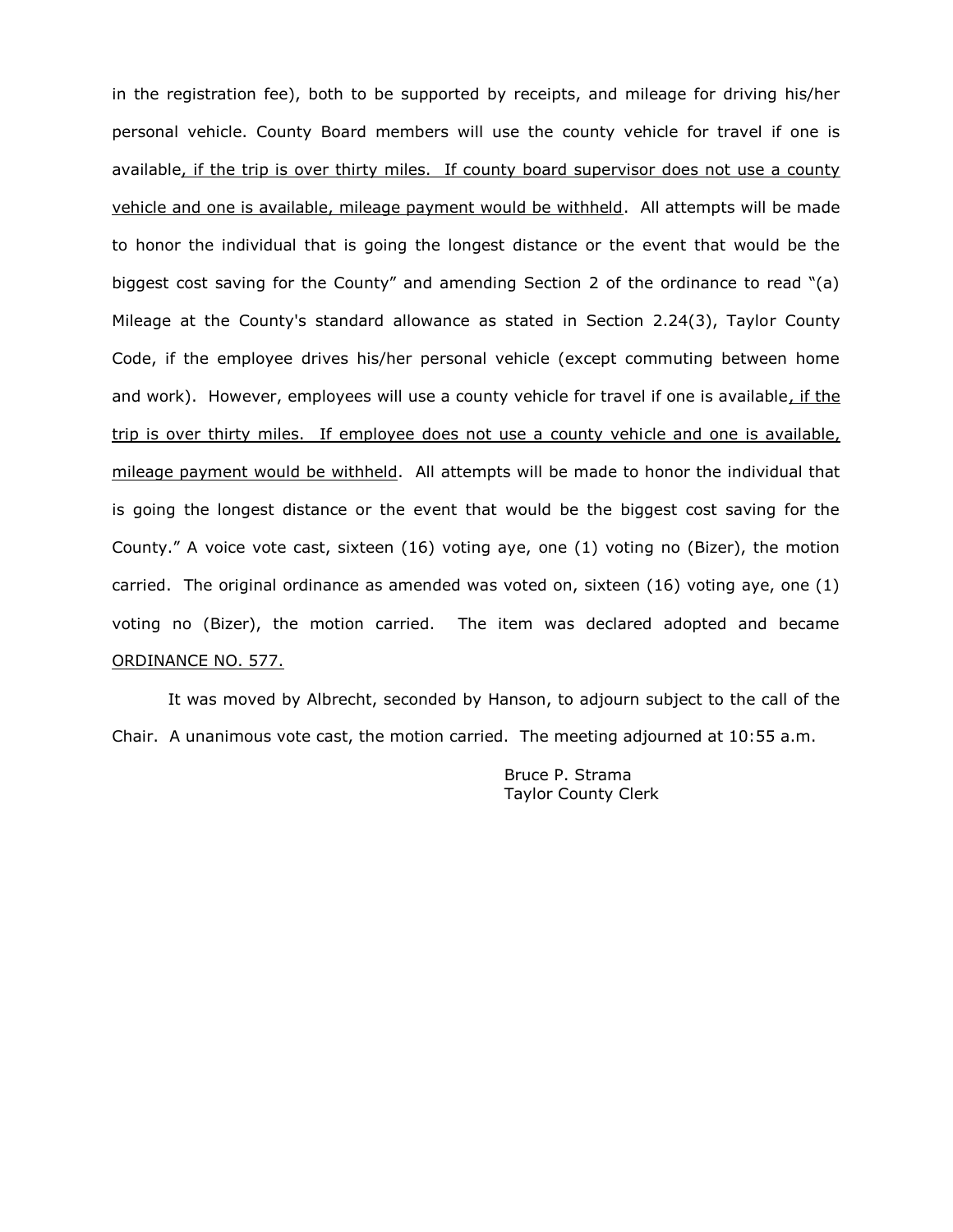in the registration fee), both to be supported by receipts, and mileage for driving his/her personal vehicle. County Board members will use the county vehicle for travel if one is available<u>, if the trip is over thirty miles. If county board supervisor does not use a county vehicle and one is available, mileage payment would be withheld</u>. All attempts will be made to honor the individual that is going the longest distance or the event that would be the biggest cost saving for the County" and amending Section 2 of the ordinance to read "(a) Mileage at the County's standard allowance as stated in Section 2.24(3), Taylor County Code, if the employee drives his/her personal vehicle (except commuting between home and work). However, employees will use a county vehicle for travel if one is available<u>, if the trip is over thirty miles. If employee does not use a county vehicle and one is available, mileage payment would be withheld</u>. All attempts will be made to honor the individual that is going the longest distance or the event that would be the biggest cost saving for the County." A voice vote cast, sixteen (16) voting aye, one (1) voting no (Bizer), the motion carried. The original ordinance as amended was voted on, sixteen (16) voting aye, one (1) voting no (Bizer), the motion carried. The item was declared adopted and became <u>ORDINANCE NO. 577.</u>

It was moved by Albrecht, seconded by Hanson, to adjourn subject to the call of the Chair. A unanimous vote cast, the motion carried. The meeting adjourned at 10:55 a.m.

Bruce P. Strama
Taylor County Clerk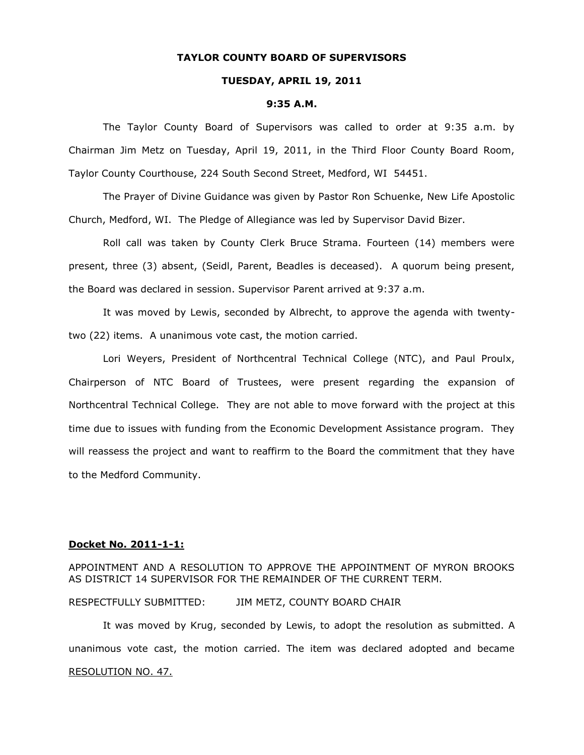**TAYLOR COUNTY BOARD OF SUPERVISORS**

**TUESDAY, APRIL 19, 2011**

**9:35 A.M.**

The Taylor County Board of Supervisors was called to order at 9:35 a.m. by Chairman Jim Metz on Tuesday, April 19, 2011, in the Third Floor County Board Room, Taylor County Courthouse, 224 South Second Street, Medford, WI 54451.

The Prayer of Divine Guidance was given by Pastor Ron Schuenke, New Life Apostolic Church, Medford, WI. The Pledge of Allegiance was led by Supervisor David Bizer.

Roll call was taken by County Clerk Bruce Strama. Fourteen (14) members were present, three (3) absent, (Seidl, Parent, Beadles is deceased). A quorum being present, the Board was declared in session. Supervisor Parent arrived at 9:37 a.m.

It was moved by Lewis, seconded by Albrecht, to approve the agenda with twenty-two (22) items. A unanimous vote cast, the motion carried.

Lori Weyers, President of Northcentral Technical College (NTC), and Paul Proulx, Chairperson of NTC Board of Trustees, were present regarding the expansion of Northcentral Technical College. They are not able to move forward with the project at this time due to issues with funding from the Economic Development Assistance program. They will reassess the project and want to reaffirm to the Board the commitment that they have to the Medford Community.

**Docket No. 2011-1-1:**

APPOINTMENT AND A RESOLUTION TO APPROVE THE APPOINTMENT OF MYRON BROOKS AS DISTRICT 14 SUPERVISOR FOR THE REMAINDER OF THE CURRENT TERM.

RESPECTFULLY SUBMITTED: JIM METZ, COUNTY BOARD CHAIR

It was moved by Krug, seconded by Lewis, to adopt the resolution as submitted. A unanimous vote cast, the motion carried. The item was declared adopted and became RESOLUTION NO. 47.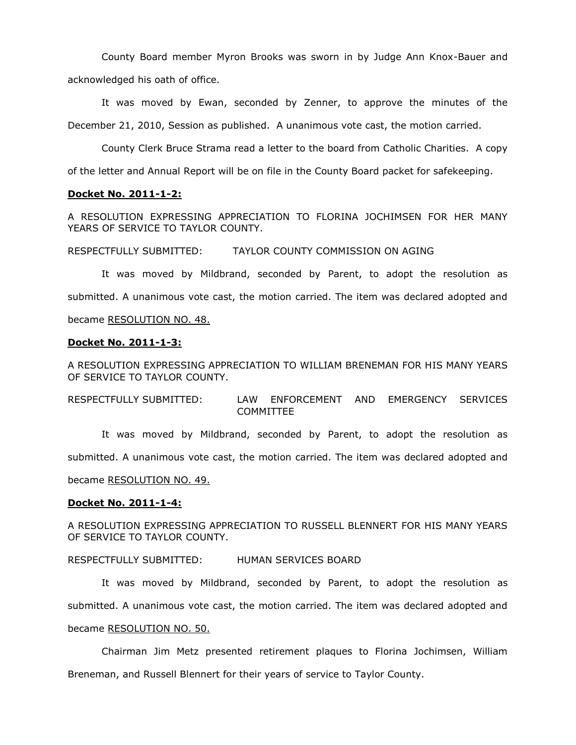County Board member Myron Brooks was sworn in by Judge Ann Knox-Bauer and acknowledged his oath of office.

It was moved by Ewan, seconded by Zenner, to approve the minutes of the December 21, 2010, Session as published. A unanimous vote cast, the motion carried.

County Clerk Bruce Strama read a letter to the board from Catholic Charities. A copy of the letter and Annual Report will be on file in the County Board packet for safekeeping.

**Docket No. 2011-1-2:**

A RESOLUTION EXPRESSING APPRECIATION TO FLORINA JOCHIMSEN FOR HER MANY YEARS OF SERVICE TO TAYLOR COUNTY.

RESPECTFULLY SUBMITTED: TAYLOR COUNTY COMMISSION ON AGING

It was moved by Mildbrand, seconded by Parent, to adopt the resolution as submitted. A unanimous vote cast, the motion carried. The item was declared adopted and became RESOLUTION NO. 48.

**Docket No. 2011-1-3:**

A RESOLUTION EXPRESSING APPRECIATION TO WILLIAM BRENEMAN FOR HIS MANY YEARS OF SERVICE TO TAYLOR COUNTY.

RESPECTFULLY SUBMITTED: LAW ENFORCEMENT AND EMERGENCY SERVICES COMMITTEE

It was moved by Mildbrand, seconded by Parent, to adopt the resolution as submitted. A unanimous vote cast, the motion carried. The item was declared adopted and became RESOLUTION NO. 49.

**Docket No. 2011-1-4:**

A RESOLUTION EXPRESSING APPRECIATION TO RUSSELL BLENNERT FOR HIS MANY YEARS OF SERVICE TO TAYLOR COUNTY.

RESPECTFULLY SUBMITTED: HUMAN SERVICES BOARD

It was moved by Mildbrand, seconded by Parent, to adopt the resolution as submitted. A unanimous vote cast, the motion carried. The item was declared adopted and became RESOLUTION NO. 50.

Chairman Jim Metz presented retirement plaques to Florina Jochimsen, William Breneman, and Russell Blennert for their years of service to Taylor County.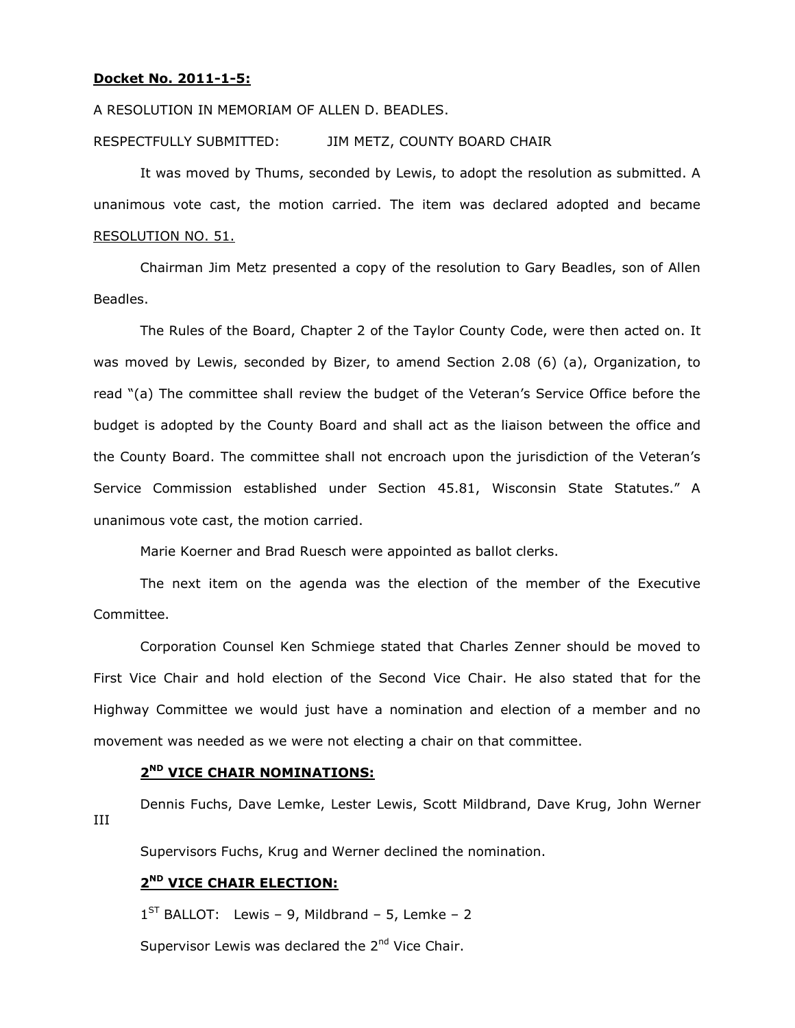**Docket No. 2011-1-5:**

A RESOLUTION IN MEMORIAM OF ALLEN D. BEADLES.

RESPECTFULLY SUBMITTED: JIM METZ, COUNTY BOARD CHAIR

It was moved by Thums, seconded by Lewis, to adopt the resolution as submitted. A unanimous vote cast, the motion carried. The item was declared adopted and became RESOLUTION NO. 51.

Chairman Jim Metz presented a copy of the resolution to Gary Beadles, son of Allen Beadles.

The Rules of the Board, Chapter 2 of the Taylor County Code, were then acted on. It was moved by Lewis, seconded by Bizer, to amend Section 2.08 (6) (a), Organization, to read "(a) The committee shall review the budget of the Veteran's Service Office before the budget is adopted by the County Board and shall act as the liaison between the office and the County Board. The committee shall not encroach upon the jurisdiction of the Veteran's Service Commission established under Section 45.81, Wisconsin State Statutes." A unanimous vote cast, the motion carried.

Marie Koerner and Brad Ruesch were appointed as ballot clerks.

The next item on the agenda was the election of the member of the Executive Committee.

Corporation Counsel Ken Schmiege stated that Charles Zenner should be moved to First Vice Chair and hold election of the Second Vice Chair. He also stated that for the Highway Committee we would just have a nomination and election of a member and no movement was needed as we were not electing a chair on that committee.

**2ND VICE CHAIR NOMINATIONS:**

Dennis Fuchs, Dave Lemke, Lester Lewis, Scott Mildbrand, Dave Krug, John Werner III

Supervisors Fuchs, Krug and Werner declined the nomination.

**2ND VICE CHAIR ELECTION:**

1ST BALLOT: Lewis – 9, Mildbrand – 5, Lemke – 2

Supervisor Lewis was declared the 2nd Vice Chair.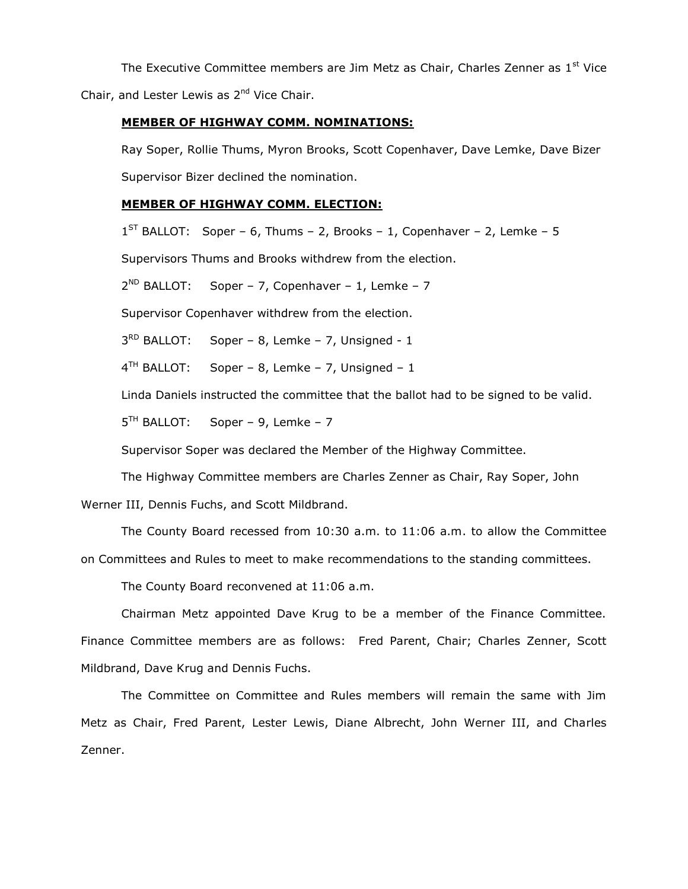The Executive Committee members are Jim Metz as Chair, Charles Zenner as 1st Vice Chair, and Lester Lewis as 2nd Vice Chair.

**MEMBER OF HIGHWAY COMM. NOMINATIONS:**

Ray Soper, Rollie Thums, Myron Brooks, Scott Copenhaver, Dave Lemke, Dave Bizer

Supervisor Bizer declined the nomination.

**MEMBER OF HIGHWAY COMM. ELECTION:**

1ST BALLOT: Soper – 6, Thums – 2, Brooks – 1, Copenhaver – 2, Lemke – 5

Supervisors Thums and Brooks withdrew from the election.

2ND BALLOT: Soper – 7, Copenhaver – 1, Lemke – 7

Supervisor Copenhaver withdrew from the election.

3RD BALLOT: Soper – 8, Lemke – 7, Unsigned - 1

4TH BALLOT: Soper – 8, Lemke – 7, Unsigned – 1

Linda Daniels instructed the committee that the ballot had to be signed to be valid.

5TH BALLOT: Soper – 9, Lemke – 7

Supervisor Soper was declared the Member of the Highway Committee.

The Highway Committee members are Charles Zenner as Chair, Ray Soper, John Werner III, Dennis Fuchs, and Scott Mildbrand.

The County Board recessed from 10:30 a.m. to 11:06 a.m. to allow the Committee on Committees and Rules to meet to make recommendations to the standing committees.

The County Board reconvened at 11:06 a.m.

Chairman Metz appointed Dave Krug to be a member of the Finance Committee. Finance Committee members are as follows: Fred Parent, Chair; Charles Zenner, Scott Mildbrand, Dave Krug and Dennis Fuchs.

The Committee on Committee and Rules members will remain the same with Jim Metz as Chair, Fred Parent, Lester Lewis, Diane Albrecht, John Werner III, and Charles Zenner.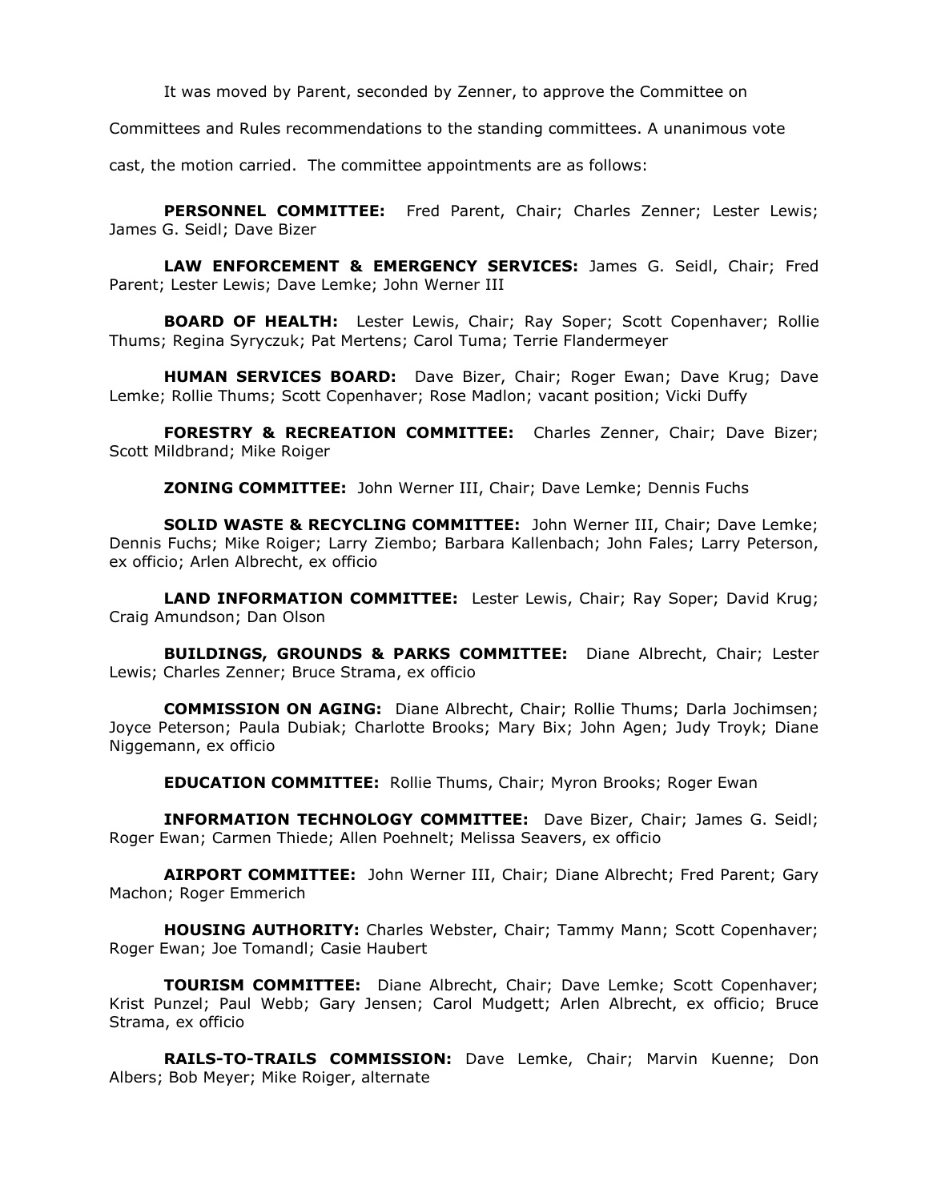It was moved by Parent, seconded by Zenner, to approve the Committee on Committees and Rules recommendations to the standing committees. A unanimous vote cast, the motion carried. The committee appointments are as follows:

**PERSONNEL COMMITTEE:** Fred Parent, Chair; Charles Zenner; Lester Lewis; James G. Seidl; Dave Bizer

**LAW ENFORCEMENT & EMERGENCY SERVICES:** James G. Seidl, Chair; Fred Parent; Lester Lewis; Dave Lemke; John Werner III

**BOARD OF HEALTH:** Lester Lewis, Chair; Ray Soper; Scott Copenhaver; Rollie Thums; Regina Syryczuk; Pat Mertens; Carol Tuma; Terrie Flandermeyer

**HUMAN SERVICES BOARD:** Dave Bizer, Chair; Roger Ewan; Dave Krug; Dave Lemke; Rollie Thums; Scott Copenhaver; Rose Madlon; vacant position; Vicki Duffy

**FORESTRY & RECREATION COMMITTEE:** Charles Zenner, Chair; Dave Bizer; Scott Mildbrand; Mike Roiger

**ZONING COMMITTEE:** John Werner III, Chair; Dave Lemke; Dennis Fuchs

**SOLID WASTE & RECYCLING COMMITTEE:** John Werner III, Chair; Dave Lemke; Dennis Fuchs; Mike Roiger; Larry Ziembo; Barbara Kallenbach; John Fales; Larry Peterson, ex officio; Arlen Albrecht, ex officio

**LAND INFORMATION COMMITTEE:** Lester Lewis, Chair; Ray Soper; David Krug; Craig Amundson; Dan Olson

**BUILDINGS, GROUNDS & PARKS COMMITTEE:** Diane Albrecht, Chair; Lester Lewis; Charles Zenner; Bruce Strama, ex officio

**COMMISSION ON AGING:** Diane Albrecht, Chair; Rollie Thums; Darla Jochimsen; Joyce Peterson; Paula Dubiak; Charlotte Brooks; Mary Bix; John Agen; Judy Troyk; Diane Niggemann, ex officio

**EDUCATION COMMITTEE:** Rollie Thums, Chair; Myron Brooks; Roger Ewan

**INFORMATION TECHNOLOGY COMMITTEE:** Dave Bizer, Chair; James G. Seidl; Roger Ewan; Carmen Thiede; Allen Poehnelt; Melissa Seavers, ex officio

**AIRPORT COMMITTEE:** John Werner III, Chair; Diane Albrecht; Fred Parent; Gary Machon; Roger Emmerich

**HOUSING AUTHORITY:** Charles Webster, Chair; Tammy Mann; Scott Copenhaver; Roger Ewan; Joe Tomandl; Casie Haubert

**TOURISM COMMITTEE:** Diane Albrecht, Chair; Dave Lemke; Scott Copenhaver; Krist Punzel; Paul Webb; Gary Jensen; Carol Mudgett; Arlen Albrecht, ex officio; Bruce Strama, ex officio

**RAILS-TO-TRAILS COMMISSION:** Dave Lemke, Chair; Marvin Kuenne; Don Albers; Bob Meyer; Mike Roiger, alternate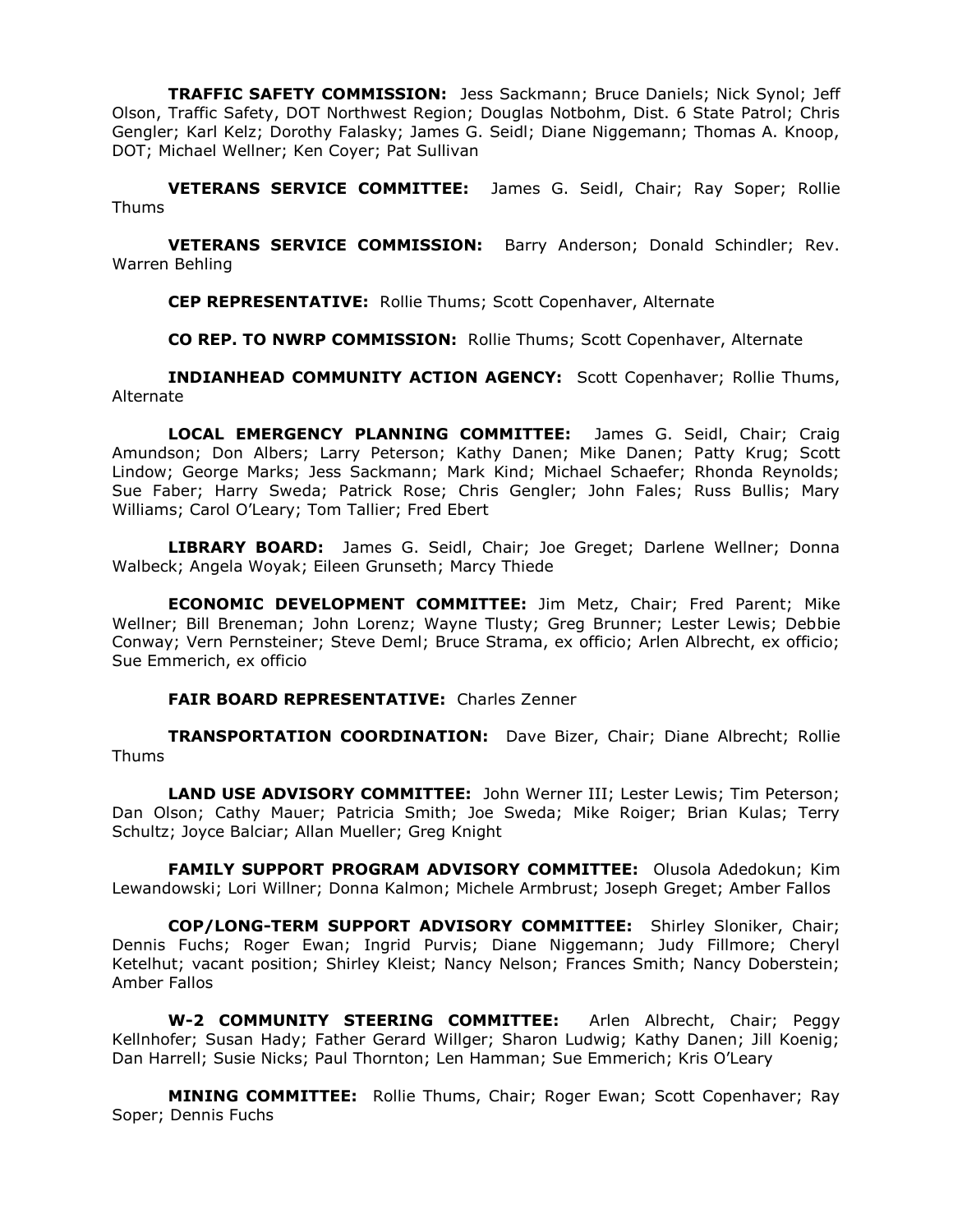**TRAFFIC SAFETY COMMISSION:** Jess Sackmann; Bruce Daniels; Nick Synol; Jeff Olson, Traffic Safety, DOT Northwest Region; Douglas Notbohm, Dist. 6 State Patrol; Chris Gengler; Karl Kelz; Dorothy Falasky; James G. Seidl; Diane Niggemann; Thomas A. Knoop, DOT; Michael Wellner; Ken Coyer; Pat Sullivan

**VETERANS SERVICE COMMITTEE:** James G. Seidl, Chair; Ray Soper; Rollie Thums

**VETERANS SERVICE COMMISSION:** Barry Anderson; Donald Schindler; Rev. Warren Behling

**CEP REPRESENTATIVE:** Rollie Thums; Scott Copenhaver, Alternate

**CO REP. TO NWRP COMMISSION:** Rollie Thums; Scott Copenhaver, Alternate

**INDIANHEAD COMMUNITY ACTION AGENCY:** Scott Copenhaver; Rollie Thums, Alternate

**LOCAL EMERGENCY PLANNING COMMITTEE:** James G. Seidl, Chair; Craig Amundson; Don Albers; Larry Peterson; Kathy Danen; Mike Danen; Patty Krug; Scott Lindow; George Marks; Jess Sackmann; Mark Kind; Michael Schaefer; Rhonda Reynolds; Sue Faber; Harry Sweda; Patrick Rose; Chris Gengler; John Fales; Russ Bullis; Mary Williams; Carol O'Leary; Tom Tallier; Fred Ebert

**LIBRARY BOARD:** James G. Seidl, Chair; Joe Greget; Darlene Wellner; Donna Walbeck; Angela Woyak; Eileen Grunseth; Marcy Thiede

**ECONOMIC DEVELOPMENT COMMITTEE:** Jim Metz, Chair; Fred Parent; Mike Wellner; Bill Breneman; John Lorenz; Wayne Tlusty; Greg Brunner; Lester Lewis; Debbie Conway; Vern Pernsteiner; Steve Deml; Bruce Strama, ex officio; Arlen Albrecht, ex officio; Sue Emmerich, ex officio

**FAIR BOARD REPRESENTATIVE:** Charles Zenner

**TRANSPORTATION COORDINATION:** Dave Bizer, Chair; Diane Albrecht; Rollie Thums

**LAND USE ADVISORY COMMITTEE:** John Werner III; Lester Lewis; Tim Peterson; Dan Olson; Cathy Mauer; Patricia Smith; Joe Sweda; Mike Roiger; Brian Kulas; Terry Schultz; Joyce Balciar; Allan Mueller; Greg Knight

**FAMILY SUPPORT PROGRAM ADVISORY COMMITTEE:** Olusola Adedokun; Kim Lewandowski; Lori Willner; Donna Kalmon; Michele Armbrust; Joseph Greget; Amber Fallos

**COP/LONG-TERM SUPPORT ADVISORY COMMITTEE:** Shirley Sloniker, Chair; Dennis Fuchs; Roger Ewan; Ingrid Purvis; Diane Niggemann; Judy Fillmore; Cheryl Ketelhut; vacant position; Shirley Kleist; Nancy Nelson; Frances Smith; Nancy Doberstein; Amber Fallos

**W-2 COMMUNITY STEERING COMMITTEE:** Arlen Albrecht, Chair; Peggy Kellnhofer; Susan Hady; Father Gerard Willger; Sharon Ludwig; Kathy Danen; Jill Koenig; Dan Harrell; Susie Nicks; Paul Thornton; Len Hamman; Sue Emmerich; Kris O'Leary

**MINING COMMITTEE:** Rollie Thums, Chair; Roger Ewan; Scott Copenhaver; Ray Soper; Dennis Fuchs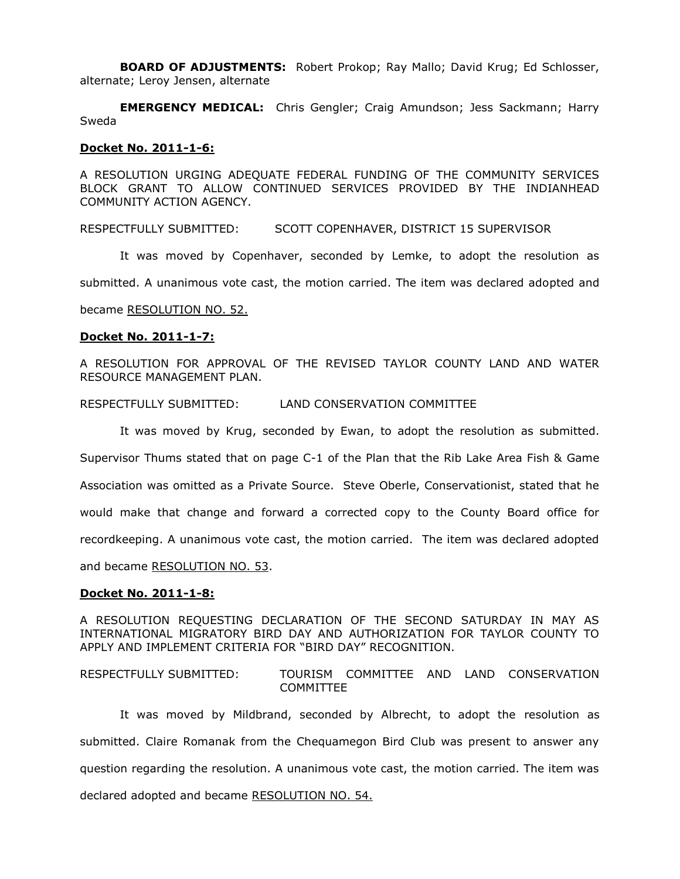**BOARD OF ADJUSTMENTS:** Robert Prokop; Ray Mallo; David Krug; Ed Schlosser, alternate; Leroy Jensen, alternate

**EMERGENCY MEDICAL:** Chris Gengler; Craig Amundson; Jess Sackmann; Harry Sweda

**Docket No. 2011-1-6:**

A RESOLUTION URGING ADEQUATE FEDERAL FUNDING OF THE COMMUNITY SERVICES BLOCK GRANT TO ALLOW CONTINUED SERVICES PROVIDED BY THE INDIANHEAD COMMUNITY ACTION AGENCY.

RESPECTFULLY SUBMITTED: SCOTT COPENHAVER, DISTRICT 15 SUPERVISOR

It was moved by Copenhaver, seconded by Lemke, to adopt the resolution as submitted. A unanimous vote cast, the motion carried. The item was declared adopted and became RESOLUTION NO. 52.

**Docket No. 2011-1-7:**

A RESOLUTION FOR APPROVAL OF THE REVISED TAYLOR COUNTY LAND AND WATER RESOURCE MANAGEMENT PLAN.

RESPECTFULLY SUBMITTED: LAND CONSERVATION COMMITTEE

It was moved by Krug, seconded by Ewan, to adopt the resolution as submitted. Supervisor Thums stated that on page C-1 of the Plan that the Rib Lake Area Fish & Game Association was omitted as a Private Source. Steve Oberle, Conservationist, stated that he would make that change and forward a corrected copy to the County Board office for recordkeeping. A unanimous vote cast, the motion carried. The item was declared adopted and became RESOLUTION NO. 53.

**Docket No. 2011-1-8:**

A RESOLUTION REQUESTING DECLARATION OF THE SECOND SATURDAY IN MAY AS INTERNATIONAL MIGRATORY BIRD DAY AND AUTHORIZATION FOR TAYLOR COUNTY TO APPLY AND IMPLEMENT CRITERIA FOR "BIRD DAY" RECOGNITION.

RESPECTFULLY SUBMITTED: TOURISM COMMITTEE AND LAND CONSERVATION COMMITTEE

It was moved by Mildbrand, seconded by Albrecht, to adopt the resolution as submitted. Claire Romanak from the Chequamegon Bird Club was present to answer any question regarding the resolution. A unanimous vote cast, the motion carried. The item was declared adopted and became RESOLUTION NO. 54.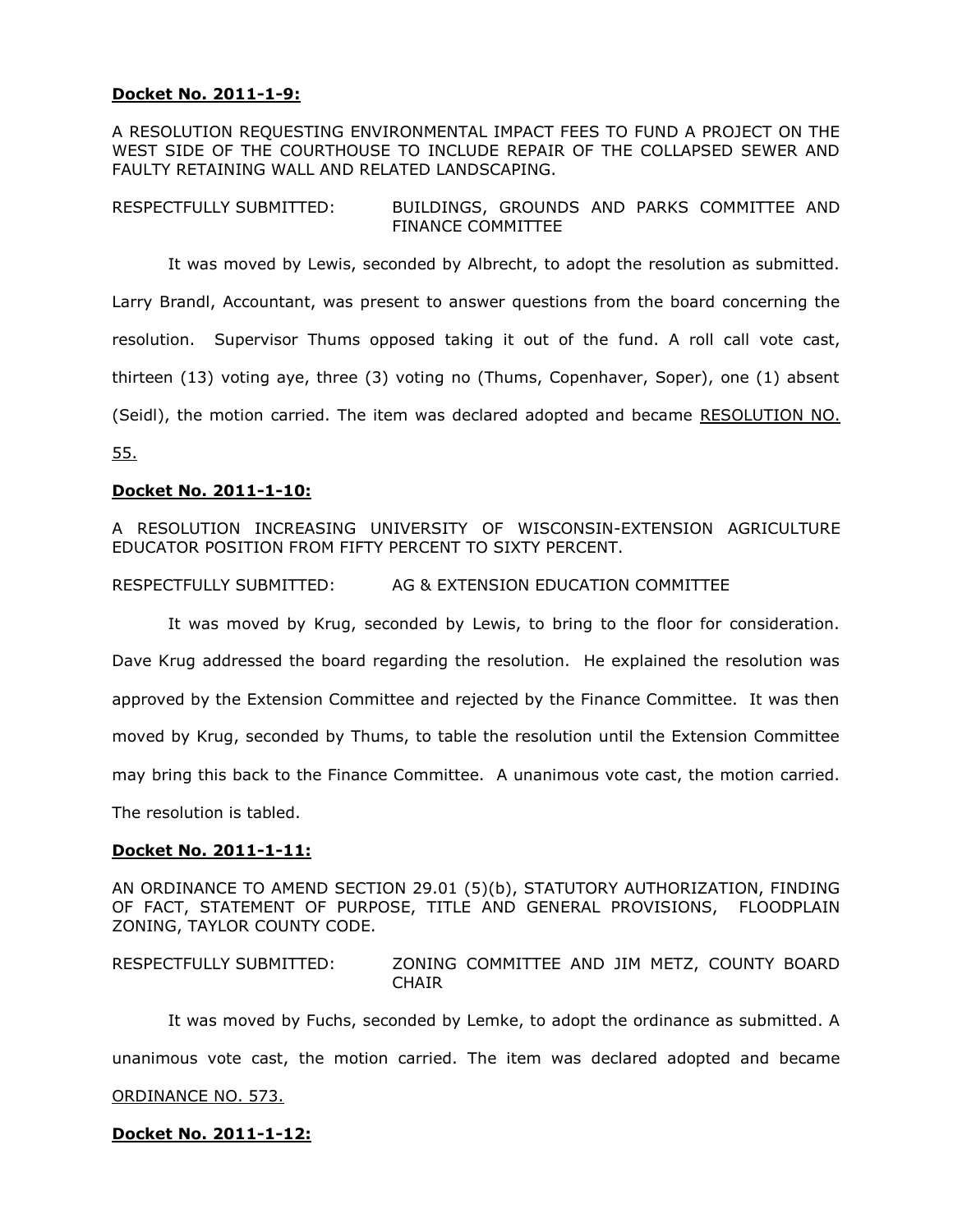**<u>Docket No. 2011-1-9:</u>**

A RESOLUTION REQUESTING ENVIRONMENTAL IMPACT FEES TO FUND A PROJECT ON THE WEST SIDE OF THE COURTHOUSE TO INCLUDE REPAIR OF THE COLLAPSED SEWER AND FAULTY RETAINING WALL AND RELATED LANDSCAPING.

RESPECTFULLY SUBMITTED: BUILDINGS, GROUNDS AND PARKS COMMITTEE AND FINANCE COMMITTEE

It was moved by Lewis, seconded by Albrecht, to adopt the resolution as submitted. Larry Brandl, Accountant, was present to answer questions from the board concerning the resolution. Supervisor Thums opposed taking it out of the fund. A roll call vote cast, thirteen (13) voting aye, three (3) voting no (Thums, Copenhaver, Soper), one (1) absent (Seidl), the motion carried. The item was declared adopted and became <u>RESOLUTION NO. 55.</u>

**<u>Docket No. 2011-1-10:</u>**

A RESOLUTION INCREASING UNIVERSITY OF WISCONSIN-EXTENSION AGRICULTURE EDUCATOR POSITION FROM FIFTY PERCENT TO SIXTY PERCENT.

RESPECTFULLY SUBMITTED: AG & EXTENSION EDUCATION COMMITTEE

It was moved by Krug, seconded by Lewis, to bring to the floor for consideration. Dave Krug addressed the board regarding the resolution. He explained the resolution was approved by the Extension Committee and rejected by the Finance Committee. It was then moved by Krug, seconded by Thums, to table the resolution until the Extension Committee may bring this back to the Finance Committee. A unanimous vote cast, the motion carried. The resolution is tabled.

**<u>Docket No. 2011-1-11:</u>**

AN ORDINANCE TO AMEND SECTION 29.01 (5)(b), STATUTORY AUTHORIZATION, FINDING OF FACT, STATEMENT OF PURPOSE, TITLE AND GENERAL PROVISIONS, FLOODPLAIN ZONING, TAYLOR COUNTY CODE.

RESPECTFULLY SUBMITTED: ZONING COMMITTEE AND JIM METZ, COUNTY BOARD CHAIR

It was moved by Fuchs, seconded by Lemke, to adopt the ordinance as submitted. A unanimous vote cast, the motion carried. The item was declared adopted and became <u>ORDINANCE NO. 573.</u>

**<u>Docket No. 2011-1-12:</u>**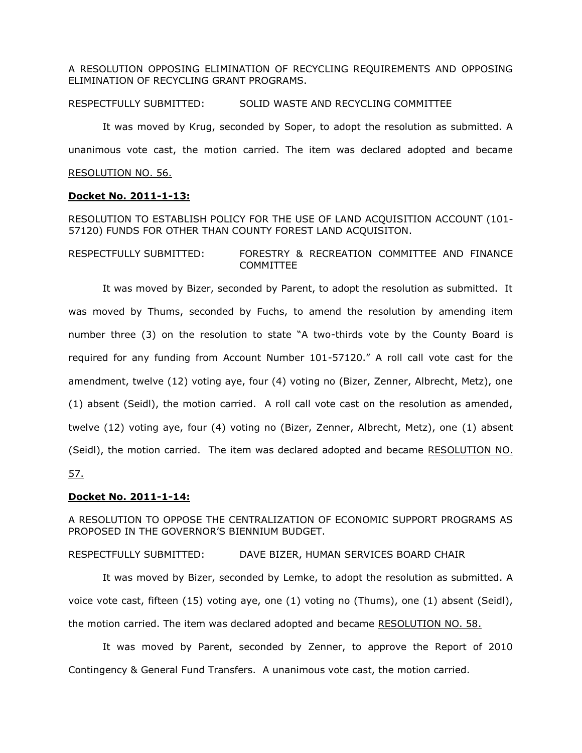A RESOLUTION OPPOSING ELIMINATION OF RECYCLING REQUIREMENTS AND OPPOSING ELIMINATION OF RECYCLING GRANT PROGRAMS.

RESPECTFULLY SUBMITTED: SOLID WASTE AND RECYCLING COMMITTEE

It was moved by Krug, seconded by Soper, to adopt the resolution as submitted. A unanimous vote cast, the motion carried. The item was declared adopted and became RESOLUTION NO. 56.

**Docket No. 2011-1-13:**

RESOLUTION TO ESTABLISH POLICY FOR THE USE OF LAND ACQUISITION ACCOUNT (101-57120) FUNDS FOR OTHER THAN COUNTY FOREST LAND ACQUISITON.

RESPECTFULLY SUBMITTED: FORESTRY & RECREATION COMMITTEE AND FINANCE COMMITTEE

It was moved by Bizer, seconded by Parent, to adopt the resolution as submitted. It was moved by Thums, seconded by Fuchs, to amend the resolution by amending item number three (3) on the resolution to state "A two-thirds vote by the County Board is required for any funding from Account Number 101-57120." A roll call vote cast for the amendment, twelve (12) voting aye, four (4) voting no (Bizer, Zenner, Albrecht, Metz), one (1) absent (Seidl), the motion carried. A roll call vote cast on the resolution as amended, twelve (12) voting aye, four (4) voting no (Bizer, Zenner, Albrecht, Metz), one (1) absent (Seidl), the motion carried. The item was declared adopted and became RESOLUTION NO. 57.

**Docket No. 2011-1-14:**

A RESOLUTION TO OPPOSE THE CENTRALIZATION OF ECONOMIC SUPPORT PROGRAMS AS PROPOSED IN THE GOVERNOR'S BIENNIUM BUDGET.

RESPECTFULLY SUBMITTED: DAVE BIZER, HUMAN SERVICES BOARD CHAIR

It was moved by Bizer, seconded by Lemke, to adopt the resolution as submitted. A voice vote cast, fifteen (15) voting aye, one (1) voting no (Thums), one (1) absent (Seidl), the motion carried. The item was declared adopted and became RESOLUTION NO. 58.

It was moved by Parent, seconded by Zenner, to approve the Report of 2010 Contingency & General Fund Transfers. A unanimous vote cast, the motion carried.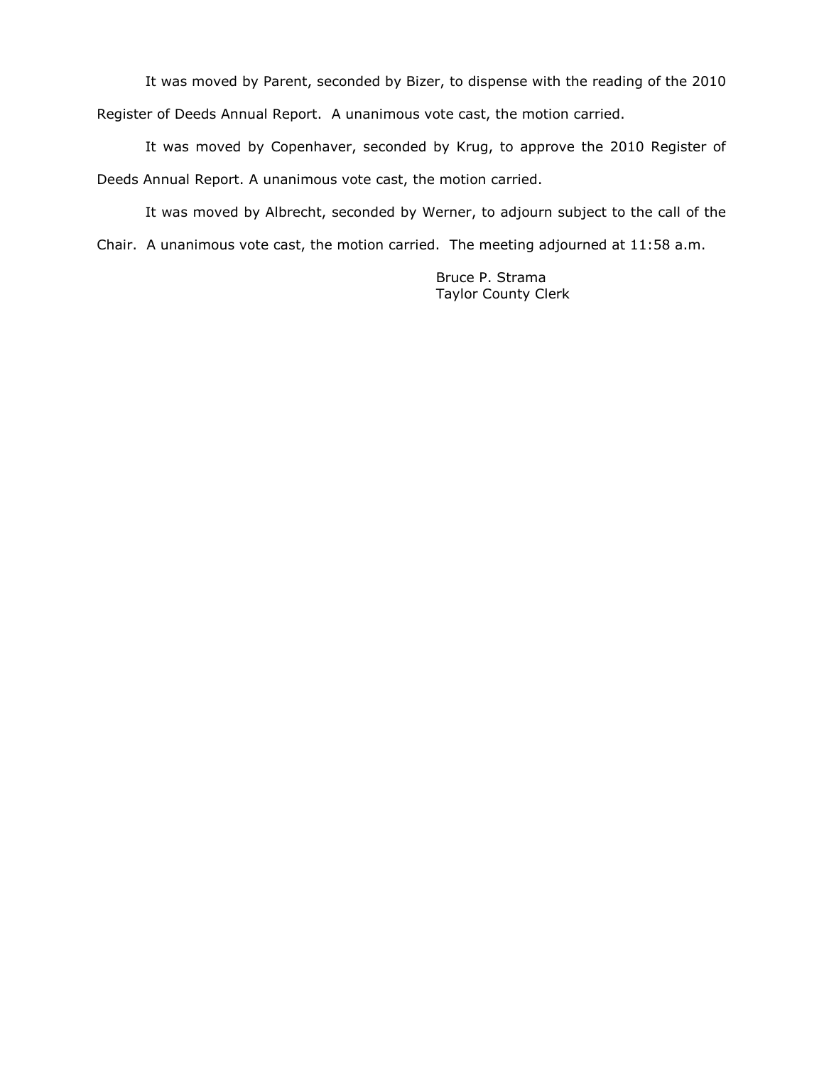It was moved by Parent, seconded by Bizer, to dispense with the reading of the 2010 Register of Deeds Annual Report. A unanimous vote cast, the motion carried.

It was moved by Copenhaver, seconded by Krug, to approve the 2010 Register of Deeds Annual Report. A unanimous vote cast, the motion carried.

It was moved by Albrecht, seconded by Werner, to adjourn subject to the call of the Chair. A unanimous vote cast, the motion carried. The meeting adjourned at 11:58 a.m.

Bruce P. Strama
Taylor County Clerk